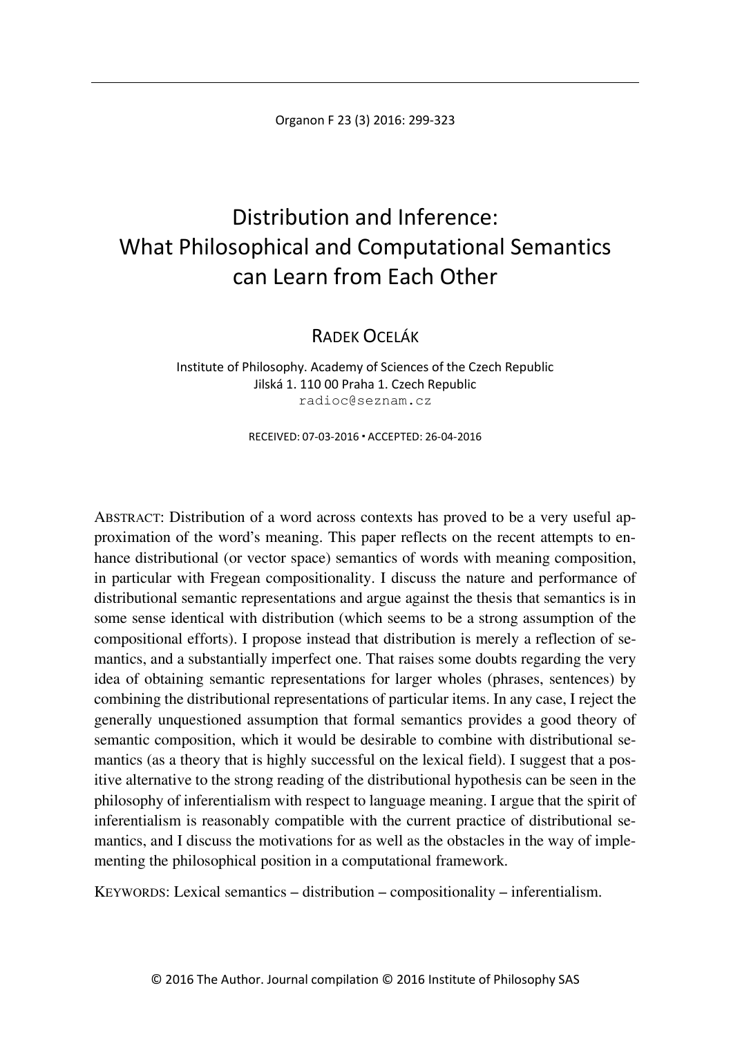# Distribution and Inference: What Philosophical and Computational Semantics can Learn from Each Other

RADEK OCELÁK

Institute of Philosophy. Academy of Sciences of the Czech Republic
Jilská 1. 110 00 Praha 1. Czech Republic
radioc@seznam.cz

RECEIVED: 07-03-2016 ▪ ACCEPTED: 26-04-2016

ABSTRACT: Distribution of a word across contexts has proved to be a very useful approximation of the word's meaning. This paper reflects on the recent attempts to enhance distributional (or vector space) semantics of words with meaning composition, in particular with Fregean compositionality. I discuss the nature and performance of distributional semantic representations and argue against the thesis that semantics is in some sense identical with distribution (which seems to be a strong assumption of the compositional efforts). I propose instead that distribution is merely a reflection of semantics, and a substantially imperfect one. That raises some doubts regarding the very idea of obtaining semantic representations for larger wholes (phrases, sentences) by combining the distributional representations of particular items. In any case, I reject the generally unquestioned assumption that formal semantics provides a good theory of semantic composition, which it would be desirable to combine with distributional semantics (as a theory that is highly successful on the lexical field). I suggest that a positive alternative to the strong reading of the distributional hypothesis can be seen in the philosophy of inferentialism with respect to language meaning. I argue that the spirit of inferentialism is reasonably compatible with the current practice of distributional semantics, and I discuss the motivations for as well as the obstacles in the way of implementing the philosophical position in a computational framework.

KEYWORDS: Lexical semantics – distribution – compositionality – inferentialism.

© 2016 The Author. Journal compilation © 2016 Institute of Philosophy SAS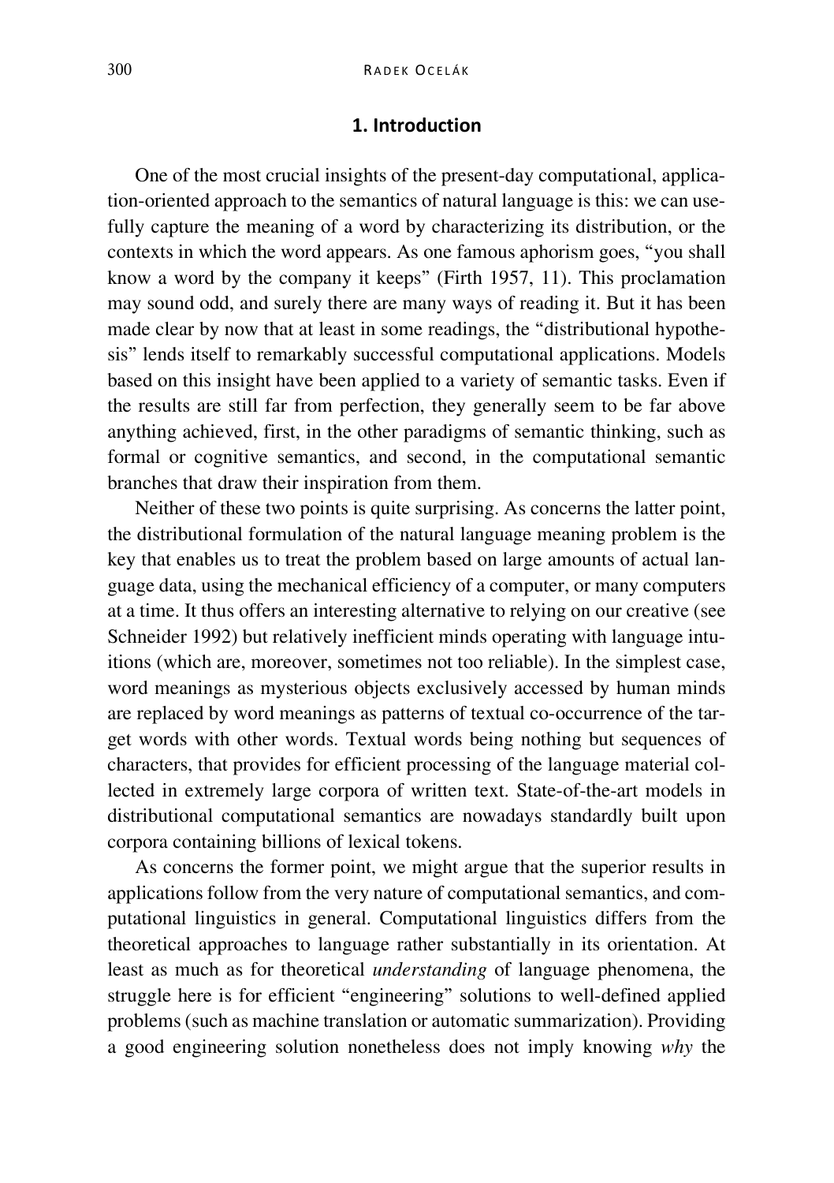## 1. Introduction

One of the most crucial insights of the present-day computational, application-oriented approach to the semantics of natural language is this: we can usefully capture the meaning of a word by characterizing its distribution, or the contexts in which the word appears. As one famous aphorism goes, "you shall know a word by the company it keeps" (Firth 1957, 11). This proclamation may sound odd, and surely there are many ways of reading it. But it has been made clear by now that at least in some readings, the "distributional hypothesis" lends itself to remarkably successful computational applications. Models based on this insight have been applied to a variety of semantic tasks. Even if the results are still far from perfection, they generally seem to be far above anything achieved, first, in the other paradigms of semantic thinking, such as formal or cognitive semantics, and second, in the computational semantic branches that draw their inspiration from them.

Neither of these two points is quite surprising. As concerns the latter point, the distributional formulation of the natural language meaning problem is the key that enables us to treat the problem based on large amounts of actual language data, using the mechanical efficiency of a computer, or many computers at a time. It thus offers an interesting alternative to relying on our creative (see Schneider 1992) but relatively inefficient minds operating with language intuitions (which are, moreover, sometimes not too reliable). In the simplest case, word meanings as mysterious objects exclusively accessed by human minds are replaced by word meanings as patterns of textual co-occurrence of the target words with other words. Textual words being nothing but sequences of characters, that provides for efficient processing of the language material collected in extremely large corpora of written text. State-of-the-art models in distributional computational semantics are nowadays standardly built upon corpora containing billions of lexical tokens.

As concerns the former point, we might argue that the superior results in applications follow from the very nature of computational semantics, and computational linguistics in general. Computational linguistics differs from the theoretical approaches to language rather substantially in its orientation. At least as much as for theoretical *understanding* of language phenomena, the struggle here is for efficient "engineering" solutions to well-defined applied problems (such as machine translation or automatic summarization). Providing a good engineering solution nonetheless does not imply knowing *why* the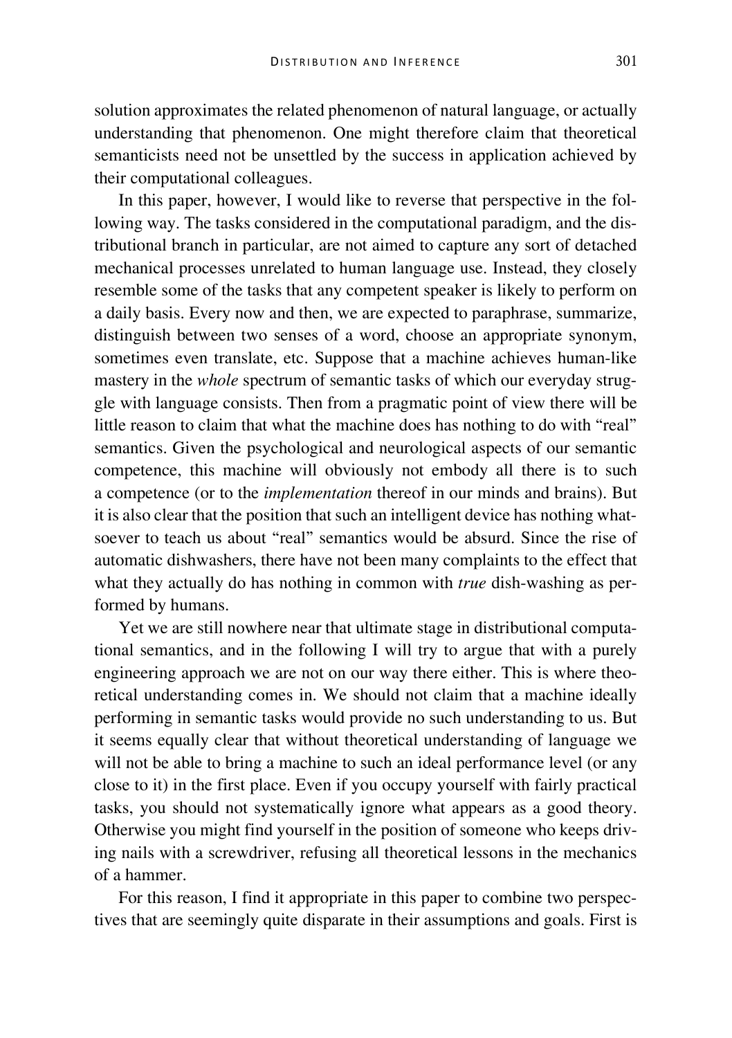solution approximates the related phenomenon of natural language, or actually understanding that phenomenon. One might therefore claim that theoretical semanticists need not be unsettled by the success in application achieved by their computational colleagues.

In this paper, however, I would like to reverse that perspective in the following way. The tasks considered in the computational paradigm, and the distributional branch in particular, are not aimed to capture any sort of detached mechanical processes unrelated to human language use. Instead, they closely resemble some of the tasks that any competent speaker is likely to perform on a daily basis. Every now and then, we are expected to paraphrase, summarize, distinguish between two senses of a word, choose an appropriate synonym, sometimes even translate, etc. Suppose that a machine achieves human-like mastery in the *whole* spectrum of semantic tasks of which our everyday struggle with language consists. Then from a pragmatic point of view there will be little reason to claim that what the machine does has nothing to do with "real" semantics. Given the psychological and neurological aspects of our semantic competence, this machine will obviously not embody all there is to such a competence (or to the *implementation* thereof in our minds and brains). But it is also clear that the position that such an intelligent device has nothing whatsoever to teach us about "real" semantics would be absurd. Since the rise of automatic dishwashers, there have not been many complaints to the effect that what they actually do has nothing in common with *true* dish-washing as performed by humans.

Yet we are still nowhere near that ultimate stage in distributional computational semantics, and in the following I will try to argue that with a purely engineering approach we are not on our way there either. This is where theoretical understanding comes in. We should not claim that a machine ideally performing in semantic tasks would provide no such understanding to us. But it seems equally clear that without theoretical understanding of language we will not be able to bring a machine to such an ideal performance level (or any close to it) in the first place. Even if you occupy yourself with fairly practical tasks, you should not systematically ignore what appears as a good theory. Otherwise you might find yourself in the position of someone who keeps driving nails with a screwdriver, refusing all theoretical lessons in the mechanics of a hammer.

For this reason, I find it appropriate in this paper to combine two perspectives that are seemingly quite disparate in their assumptions and goals. First is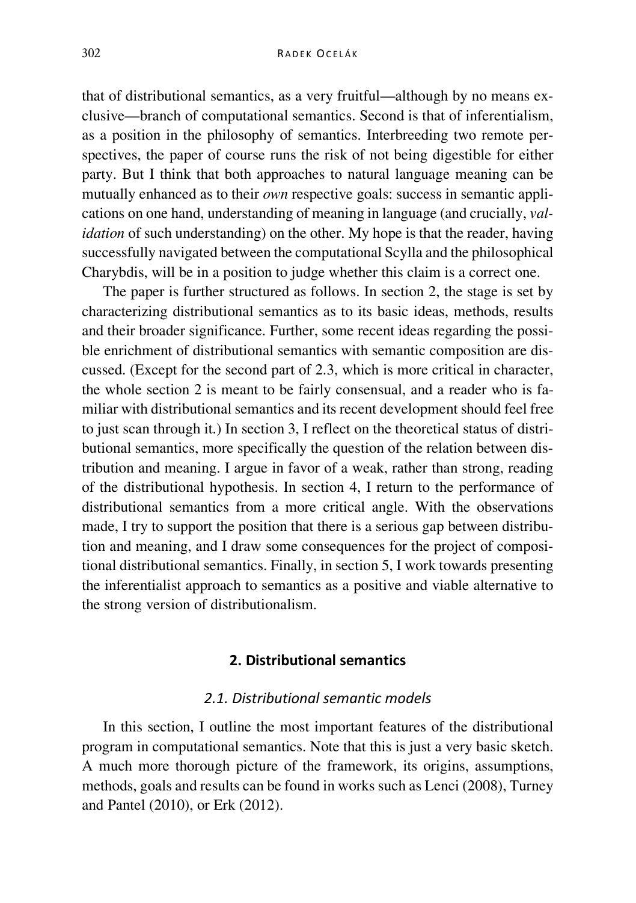that of distributional semantics, as a very fruitful—although by no means exclusive—branch of computational semantics. Second is that of inferentialism, as a position in the philosophy of semantics. Interbreeding two remote perspectives, the paper of course runs the risk of not being digestible for either party. But I think that both approaches to natural language meaning can be mutually enhanced as to their *own* respective goals: success in semantic applications on one hand, understanding of meaning in language (and crucially, *validation* of such understanding) on the other. My hope is that the reader, having successfully navigated between the computational Scylla and the philosophical Charybdis, will be in a position to judge whether this claim is a correct one.

The paper is further structured as follows. In section 2, the stage is set by characterizing distributional semantics as to its basic ideas, methods, results and their broader significance. Further, some recent ideas regarding the possible enrichment of distributional semantics with semantic composition are discussed. (Except for the second part of 2.3, which is more critical in character, the whole section 2 is meant to be fairly consensual, and a reader who is familiar with distributional semantics and its recent development should feel free to just scan through it.) In section 3, I reflect on the theoretical status of distributional semantics, more specifically the question of the relation between distribution and meaning. I argue in favor of a weak, rather than strong, reading of the distributional hypothesis. In section 4, I return to the performance of distributional semantics from a more critical angle. With the observations made, I try to support the position that there is a serious gap between distribution and meaning, and I draw some consequences for the project of compositional distributional semantics. Finally, in section 5, I work towards presenting the inferentialist approach to semantics as a positive and viable alternative to the strong version of distributionalism.

## 2. Distributional semantics

### *2.1. Distributional semantic models*

In this section, I outline the most important features of the distributional program in computational semantics. Note that this is just a very basic sketch. A much more thorough picture of the framework, its origins, assumptions, methods, goals and results can be found in works such as Lenci (2008), Turney and Pantel (2010), or Erk (2012).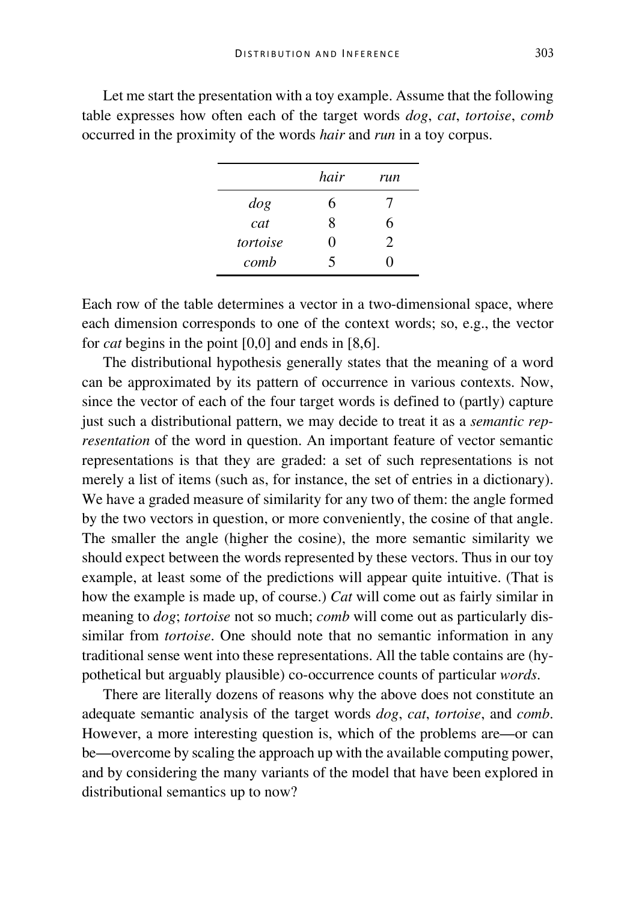Let me start the presentation with a toy example. Assume that the following table expresses how often each of the target words *dog*, *cat*, *tortoise*, *comb* occurred in the proximity of the words *hair* and *run* in a toy corpus.

| | *hair* | *run* |
|---|---|---|
| *dog* | 6 | 7 |
| *cat* | 8 | 6 |
| *tortoise* | 0 | 2 |
| *comb* | 5 | 0 |

Each row of the table determines a vector in a two-dimensional space, where each dimension corresponds to one of the context words; so, e.g., the vector for *cat* begins in the point [0,0] and ends in [8,6].

The distributional hypothesis generally states that the meaning of a word can be approximated by its pattern of occurrence in various contexts. Now, since the vector of each of the four target words is defined to (partly) capture just such a distributional pattern, we may decide to treat it as a *semantic representation* of the word in question. An important feature of vector semantic representations is that they are graded: a set of such representations is not merely a list of items (such as, for instance, the set of entries in a dictionary). We have a graded measure of similarity for any two of them: the angle formed by the two vectors in question, or more conveniently, the cosine of that angle. The smaller the angle (higher the cosine), the more semantic similarity we should expect between the words represented by these vectors. Thus in our toy example, at least some of the predictions will appear quite intuitive. (That is how the example is made up, of course.) *Cat* will come out as fairly similar in meaning to *dog*; *tortoise* not so much; *comb* will come out as particularly dissimilar from *tortoise*. One should note that no semantic information in any traditional sense went into these representations. All the table contains are (hypothetical but arguably plausible) co-occurrence counts of particular *words*.

There are literally dozens of reasons why the above does not constitute an adequate semantic analysis of the target words *dog*, *cat*, *tortoise*, and *comb*. However, a more interesting question is, which of the problems are—or can be—overcome by scaling the approach up with the available computing power, and by considering the many variants of the model that have been explored in distributional semantics up to now?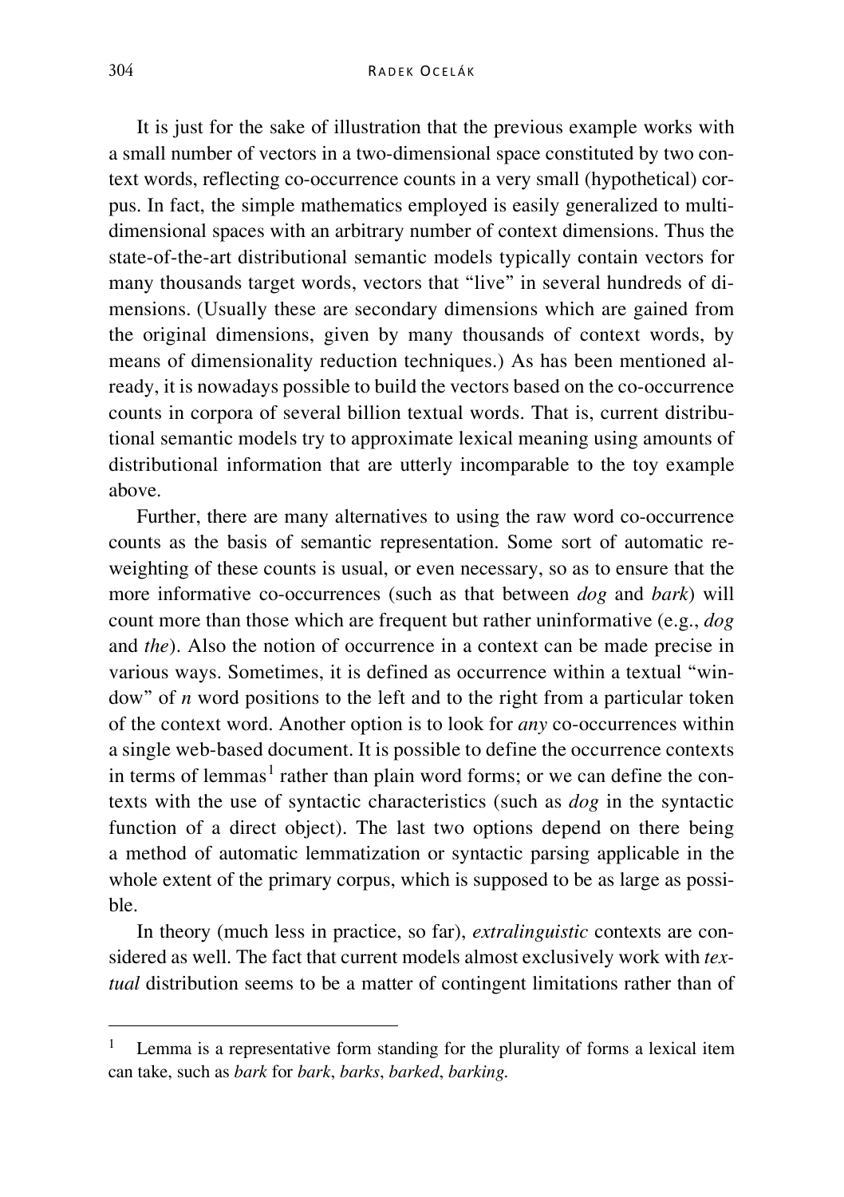It is just for the sake of illustration that the previous example works with a small number of vectors in a two-dimensional space constituted by two context words, reflecting co-occurrence counts in a very small (hypothetical) corpus. In fact, the simple mathematics employed is easily generalized to multi-dimensional spaces with an arbitrary number of context dimensions. Thus the state-of-the-art distributional semantic models typically contain vectors for many thousands target words, vectors that "live" in several hundreds of dimensions. (Usually these are secondary dimensions which are gained from the original dimensions, given by many thousands of context words, by means of dimensionality reduction techniques.) As has been mentioned already, it is nowadays possible to build the vectors based on the co-occurrence counts in corpora of several billion textual words. That is, current distributional semantic models try to approximate lexical meaning using amounts of distributional information that are utterly incomparable to the toy example above.

Further, there are many alternatives to using the raw word co-occurrence counts as the basis of semantic representation. Some sort of automatic re-weighting of these counts is usual, or even necessary, so as to ensure that the more informative co-occurrences (such as that between *dog* and *bark*) will count more than those which are frequent but rather uninformative (e.g., *dog* and *the*). Also the notion of occurrence in a context can be made precise in various ways. Sometimes, it is defined as occurrence within a textual "window" of *n* word positions to the left and to the right from a particular token of the context word. Another option is to look for *any* co-occurrences within a single web-based document. It is possible to define the occurrence contexts in terms of lemmas[1] rather than plain word forms; or we can define the contexts with the use of syntactic characteristics (such as *dog* in the syntactic function of a direct object). The last two options depend on there being a method of automatic lemmatization or syntactic parsing applicable in the whole extent of the primary corpus, which is supposed to be as large as possible.

In theory (much less in practice, so far), *extralinguistic* contexts are considered as well. The fact that current models almost exclusively work with *textual* distribution seems to be a matter of contingent limitations rather than of

[1] Lemma is a representative form standing for the plurality of forms a lexical item can take, such as *bark* for *bark*, *barks*, *barked*, *barking*.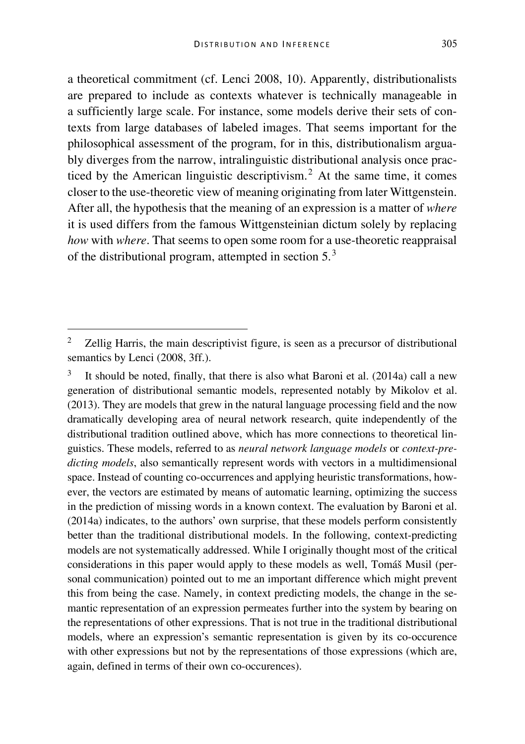a theoretical commitment (cf. Lenci 2008, 10). Apparently, distributionalists are prepared to include as contexts whatever is technically manageable in a sufficiently large scale. For instance, some models derive their sets of contexts from large databases of labeled images. That seems important for the philosophical assessment of the program, for in this, distributionalism arguably diverges from the narrow, intralinguistic distributional analysis once practiced by the American linguistic descriptivism.[2] At the same time, it comes closer to the use-theoretic view of meaning originating from later Wittgenstein. After all, the hypothesis that the meaning of an expression is a matter of *where* it is used differs from the famous Wittgensteinian dictum solely by replacing *how* with *where*. That seems to open some room for a use-theoretic reappraisal of the distributional program, attempted in section 5.[3]

---

[2] Zellig Harris, the main descriptivist figure, is seen as a precursor of distributional semantics by Lenci (2008, 3ff.).

[3] It should be noted, finally, that there is also what Baroni et al. (2014a) call a new generation of distributional semantic models, represented notably by Mikolov et al. (2013). They are models that grew in the natural language processing field and the now dramatically developing area of neural network research, quite independently of the distributional tradition outlined above, which has more connections to theoretical linguistics. These models, referred to as *neural network language models* or *context-predicting models*, also semantically represent words with vectors in a multidimensional space. Instead of counting co-occurrences and applying heuristic transformations, however, the vectors are estimated by means of automatic learning, optimizing the success in the prediction of missing words in a known context. The evaluation by Baroni et al. (2014a) indicates, to the authors' own surprise, that these models perform consistently better than the traditional distributional models. In the following, context-predicting models are not systematically addressed. While I originally thought most of the critical considerations in this paper would apply to these models as well, Tomáš Musil (personal communication) pointed out to me an important difference which might prevent this from being the case. Namely, in context predicting models, the change in the semantic representation of an expression permeates further into the system by bearing on the representations of other expressions. That is not true in the traditional distributional models, where an expression's semantic representation is given by its co-occurence with other expressions but not by the representations of those expressions (which are, again, defined in terms of their own co-occurences).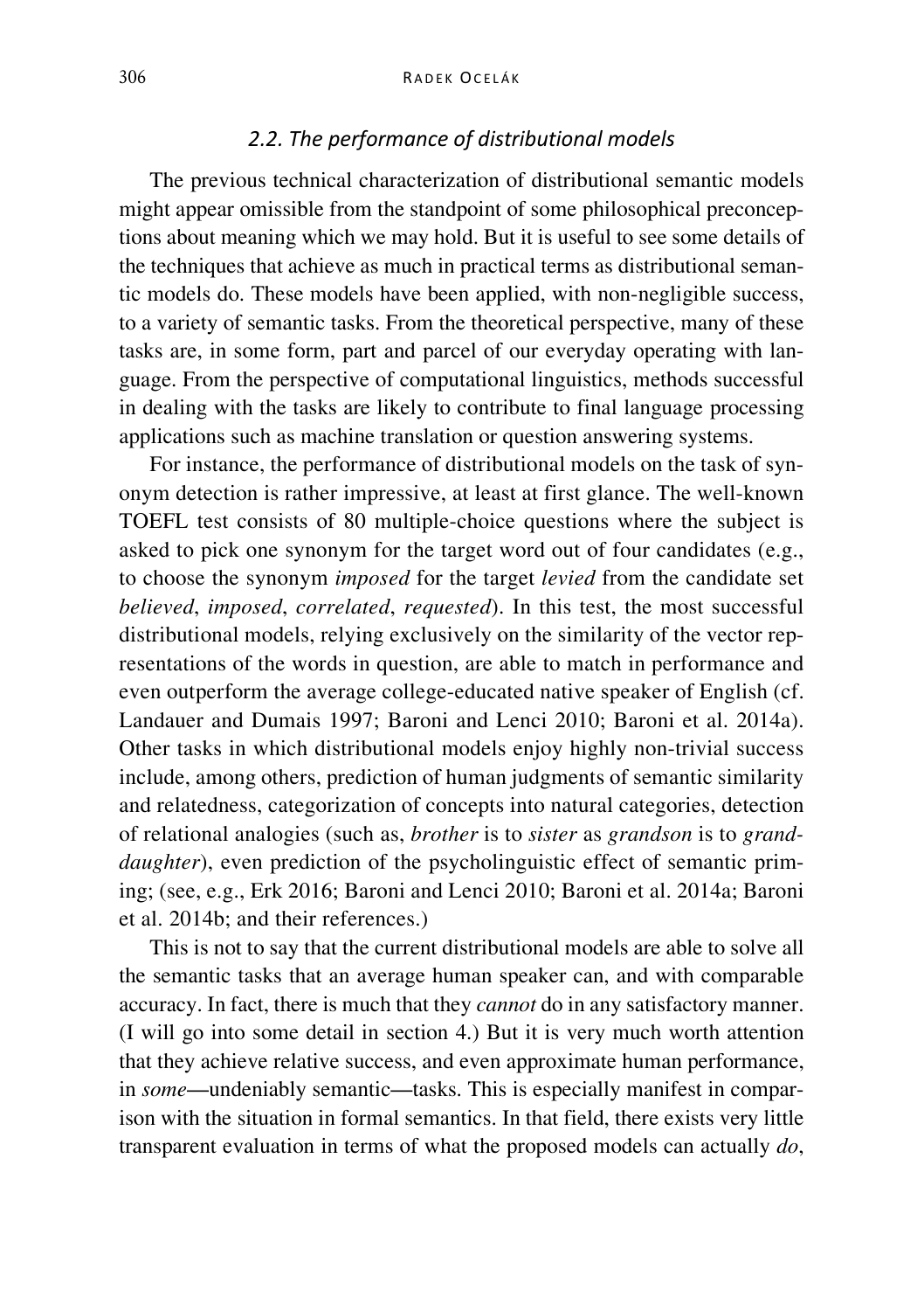### *2.2. The performance of distributional models*

The previous technical characterization of distributional semantic models might appear omissible from the standpoint of some philosophical preconceptions about meaning which we may hold. But it is useful to see some details of the techniques that achieve as much in practical terms as distributional semantic models do. These models have been applied, with non-negligible success, to a variety of semantic tasks. From the theoretical perspective, many of these tasks are, in some form, part and parcel of our everyday operating with language. From the perspective of computational linguistics, methods successful in dealing with the tasks are likely to contribute to final language processing applications such as machine translation or question answering systems.

For instance, the performance of distributional models on the task of synonym detection is rather impressive, at least at first glance. The well-known TOEFL test consists of 80 multiple-choice questions where the subject is asked to pick one synonym for the target word out of four candidates (e.g., to choose the synonym *imposed* for the target *levied* from the candidate set *believed*, *imposed*, *correlated*, *requested*). In this test, the most successful distributional models, relying exclusively on the similarity of the vector representations of the words in question, are able to match in performance and even outperform the average college-educated native speaker of English (cf. Landauer and Dumais 1997; Baroni and Lenci 2010; Baroni et al. 2014a). Other tasks in which distributional models enjoy highly non-trivial success include, among others, prediction of human judgments of semantic similarity and relatedness, categorization of concepts into natural categories, detection of relational analogies (such as, *brother* is to *sister* as *grandson* is to *granddaughter*), even prediction of the psycholinguistic effect of semantic priming; (see, e.g., Erk 2016; Baroni and Lenci 2010; Baroni et al. 2014a; Baroni et al. 2014b; and their references.)

This is not to say that the current distributional models are able to solve all the semantic tasks that an average human speaker can, and with comparable accuracy. In fact, there is much that they *cannot* do in any satisfactory manner. (I will go into some detail in section 4.) But it is very much worth attention that they achieve relative success, and even approximate human performance, in *some*—undeniably semantic—tasks. This is especially manifest in comparison with the situation in formal semantics. In that field, there exists very little transparent evaluation in terms of what the proposed models can actually *do*,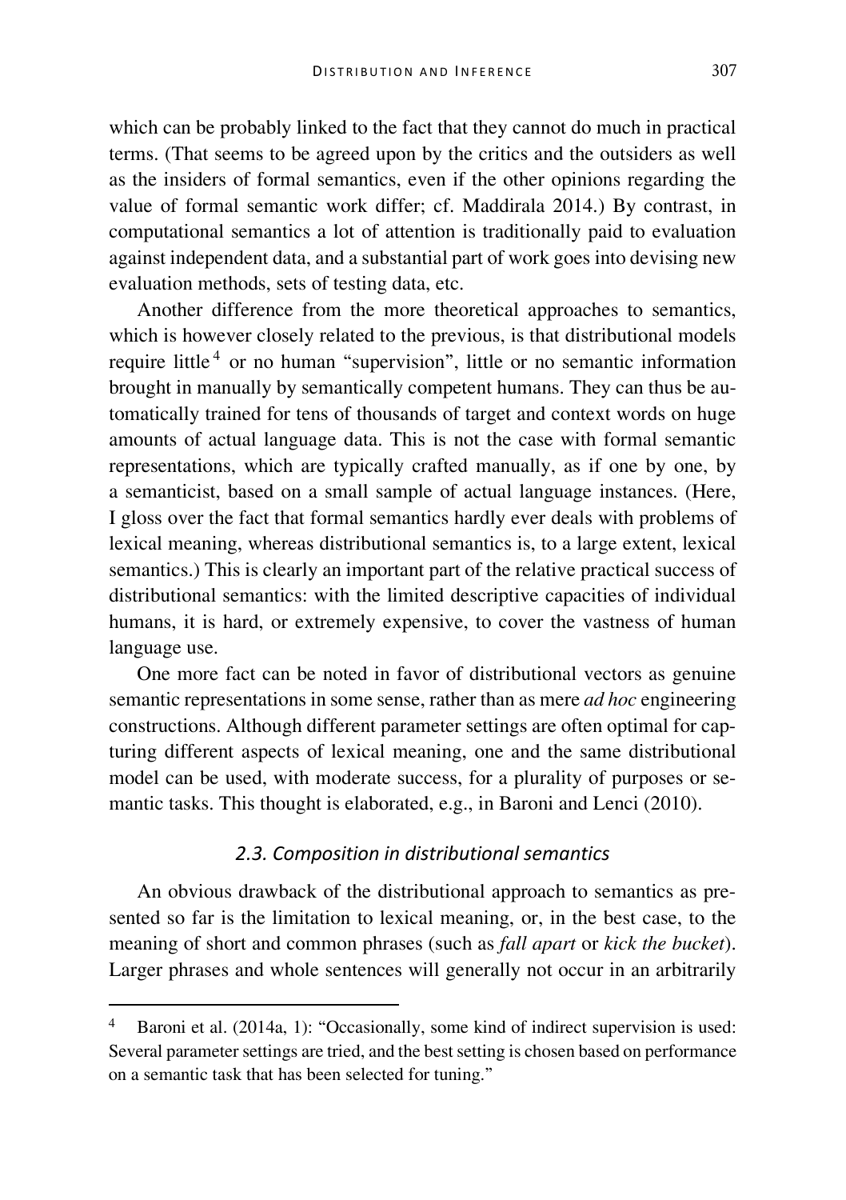which can be probably linked to the fact that they cannot do much in practical terms. (That seems to be agreed upon by the critics and the outsiders as well as the insiders of formal semantics, even if the other opinions regarding the value of formal semantic work differ; cf. Maddirala 2014.) By contrast, in computational semantics a lot of attention is traditionally paid to evaluation against independent data, and a substantial part of work goes into devising new evaluation methods, sets of testing data, etc.

Another difference from the more theoretical approaches to semantics, which is however closely related to the previous, is that distributional models require little[4] or no human "supervision", little or no semantic information brought in manually by semantically competent humans. They can thus be automatically trained for tens of thousands of target and context words on huge amounts of actual language data. This is not the case with formal semantic representations, which are typically crafted manually, as if one by one, by a semanticist, based on a small sample of actual language instances. (Here, I gloss over the fact that formal semantics hardly ever deals with problems of lexical meaning, whereas distributional semantics is, to a large extent, lexical semantics.) This is clearly an important part of the relative practical success of distributional semantics: with the limited descriptive capacities of individual humans, it is hard, or extremely expensive, to cover the vastness of human language use.

One more fact can be noted in favor of distributional vectors as genuine semantic representations in some sense, rather than as mere *ad hoc* engineering constructions. Although different parameter settings are often optimal for capturing different aspects of lexical meaning, one and the same distributional model can be used, with moderate success, for a plurality of purposes or semantic tasks. This thought is elaborated, e.g., in Baroni and Lenci (2010).

### *2.3. Composition in distributional semantics*

An obvious drawback of the distributional approach to semantics as presented so far is the limitation to lexical meaning, or, in the best case, to the meaning of short and common phrases (such as *fall apart* or *kick the bucket*). Larger phrases and whole sentences will generally not occur in an arbitrarily

---

[4] Baroni et al. (2014a, 1): "Occasionally, some kind of indirect supervision is used: Several parameter settings are tried, and the best setting is chosen based on performance on a semantic task that has been selected for tuning."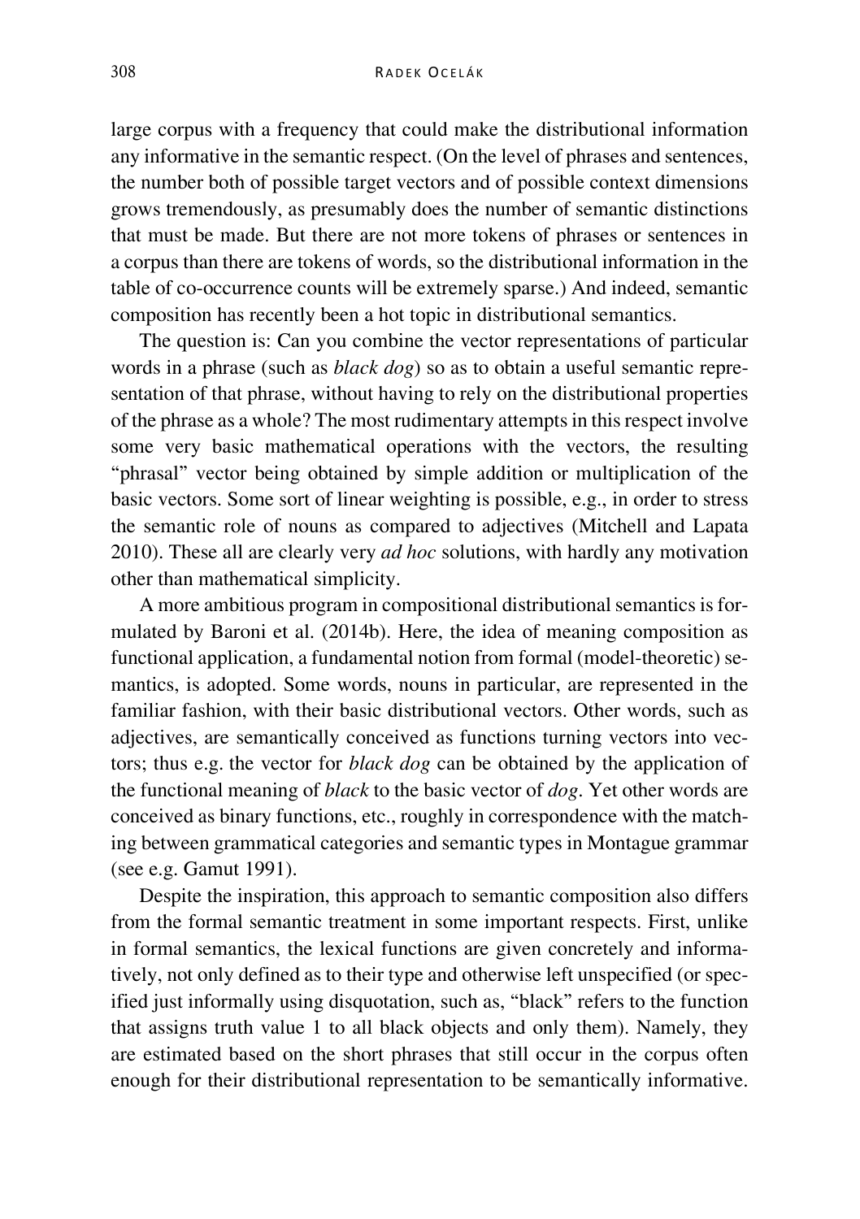large corpus with a frequency that could make the distributional information any informative in the semantic respect. (On the level of phrases and sentences, the number both of possible target vectors and of possible context dimensions grows tremendously, as presumably does the number of semantic distinctions that must be made. But there are not more tokens of phrases or sentences in a corpus than there are tokens of words, so the distributional information in the table of co-occurrence counts will be extremely sparse.) And indeed, semantic composition has recently been a hot topic in distributional semantics.

The question is: Can you combine the vector representations of particular words in a phrase (such as *black dog*) so as to obtain a useful semantic representation of that phrase, without having to rely on the distributional properties of the phrase as a whole? The most rudimentary attempts in this respect involve some very basic mathematical operations with the vectors, the resulting "phrasal" vector being obtained by simple addition or multiplication of the basic vectors. Some sort of linear weighting is possible, e.g., in order to stress the semantic role of nouns as compared to adjectives (Mitchell and Lapata 2010). These all are clearly very *ad hoc* solutions, with hardly any motivation other than mathematical simplicity.

A more ambitious program in compositional distributional semantics is formulated by Baroni et al. (2014b). Here, the idea of meaning composition as functional application, a fundamental notion from formal (model-theoretic) semantics, is adopted. Some words, nouns in particular, are represented in the familiar fashion, with their basic distributional vectors. Other words, such as adjectives, are semantically conceived as functions turning vectors into vectors; thus e.g. the vector for *black dog* can be obtained by the application of the functional meaning of *black* to the basic vector of *dog*. Yet other words are conceived as binary functions, etc., roughly in correspondence with the matching between grammatical categories and semantic types in Montague grammar (see e.g. Gamut 1991).

Despite the inspiration, this approach to semantic composition also differs from the formal semantic treatment in some important respects. First, unlike in formal semantics, the lexical functions are given concretely and informatively, not only defined as to their type and otherwise left unspecified (or specified just informally using disquotation, such as, "black" refers to the function that assigns truth value 1 to all black objects and only them). Namely, they are estimated based on the short phrases that still occur in the corpus often enough for their distributional representation to be semantically informative.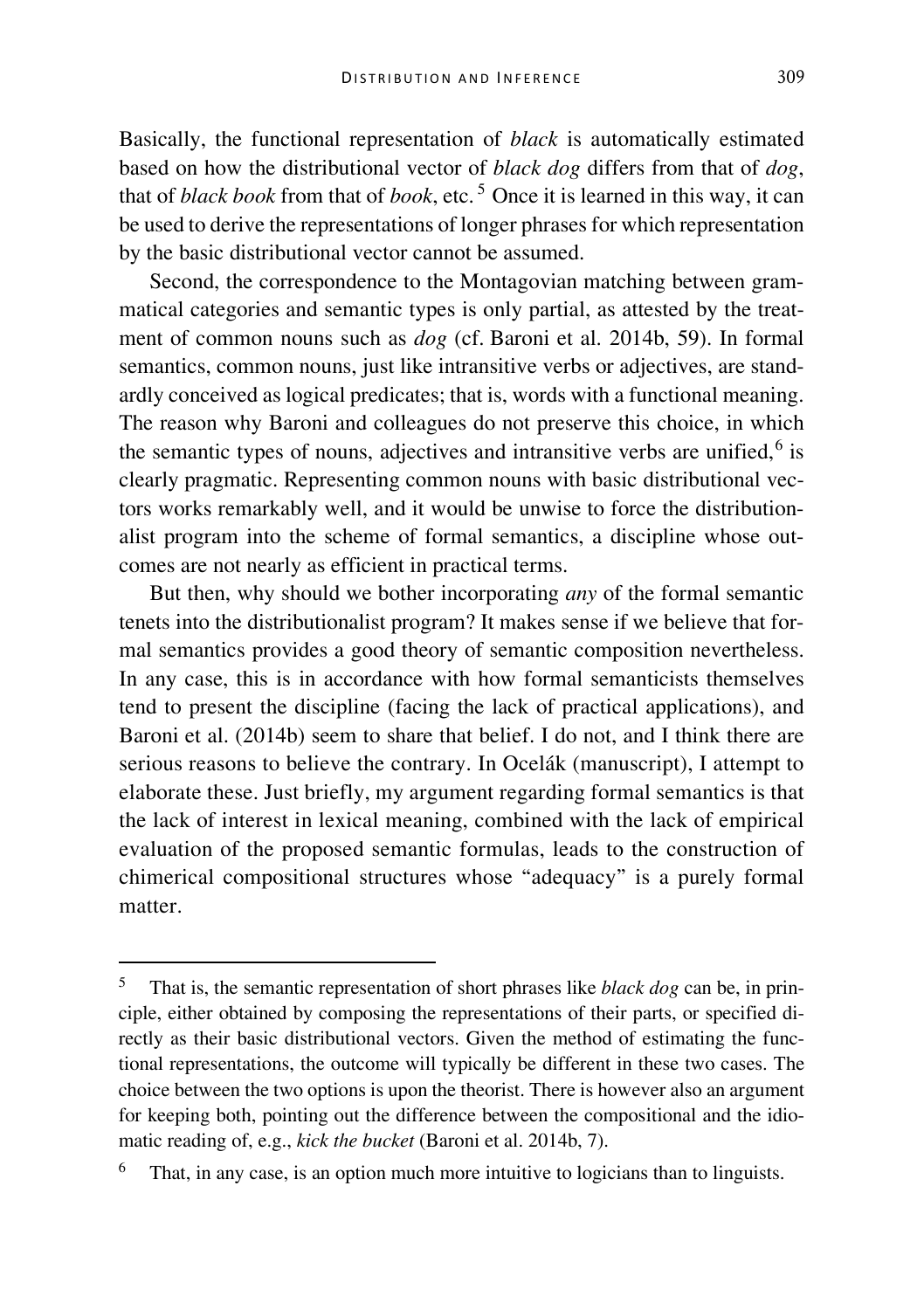Basically, the functional representation of *black* is automatically estimated based on how the distributional vector of *black dog* differs from that of *dog*, that of *black book* from that of *book*, etc.[5] Once it is learned in this way, it can be used to derive the representations of longer phrases for which representation by the basic distributional vector cannot be assumed.

Second, the correspondence to the Montagovian matching between grammatical categories and semantic types is only partial, as attested by the treatment of common nouns such as *dog* (cf. Baroni et al. 2014b, 59). In formal semantics, common nouns, just like intransitive verbs or adjectives, are standardly conceived as logical predicates; that is, words with a functional meaning. The reason why Baroni and colleagues do not preserve this choice, in which the semantic types of nouns, adjectives and intransitive verbs are unified,[6] is clearly pragmatic. Representing common nouns with basic distributional vectors works remarkably well, and it would be unwise to force the distributionalist program into the scheme of formal semantics, a discipline whose outcomes are not nearly as efficient in practical terms.

But then, why should we bother incorporating *any* of the formal semantic tenets into the distributionalist program? It makes sense if we believe that formal semantics provides a good theory of semantic composition nevertheless. In any case, this is in accordance with how formal semanticists themselves tend to present the discipline (facing the lack of practical applications), and Baroni et al. (2014b) seem to share that belief. I do not, and I think there are serious reasons to believe the contrary. In Ocelák (manuscript), I attempt to elaborate these. Just briefly, my argument regarding formal semantics is that the lack of interest in lexical meaning, combined with the lack of empirical evaluation of the proposed semantic formulas, leads to the construction of chimerical compositional structures whose "adequacy" is a purely formal matter.

---

[5] That is, the semantic representation of short phrases like *black dog* can be, in principle, either obtained by composing the representations of their parts, or specified directly as their basic distributional vectors. Given the method of estimating the functional representations, the outcome will typically be different in these two cases. The choice between the two options is upon the theorist. There is however also an argument for keeping both, pointing out the difference between the compositional and the idiomatic reading of, e.g., *kick the bucket* (Baroni et al. 2014b, 7).

[6] That, in any case, is an option much more intuitive to logicians than to linguists.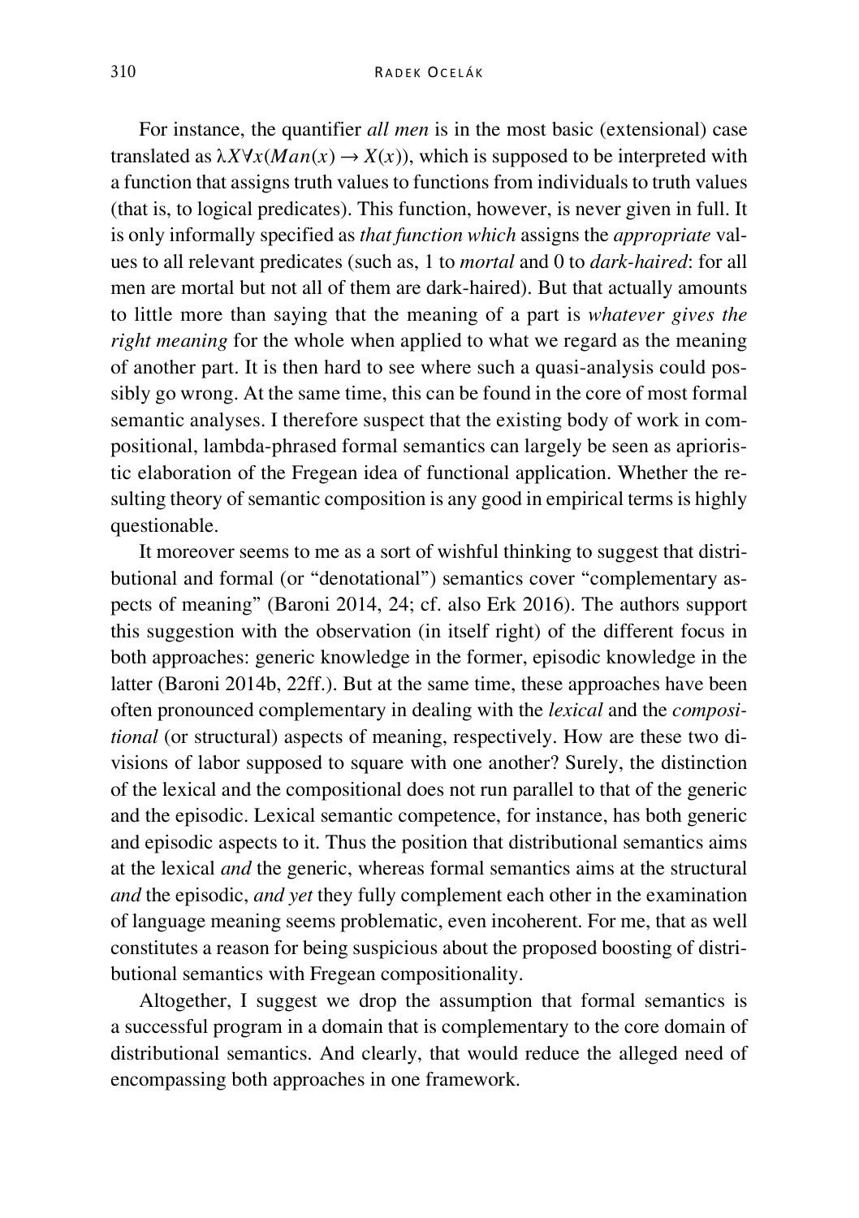For instance, the quantifier *all men* is in the most basic (extensional) case translated as $\lambda X \forall x(Man(x) \rightarrow X(x))$, which is supposed to be interpreted with a function that assigns truth values to functions from individuals to truth values (that is, to logical predicates). This function, however, is never given in full. It is only informally specified as *that function which* assigns the *appropriate* values to all relevant predicates (such as, 1 to *mortal* and 0 to *dark-haired*: for all men are mortal but not all of them are dark-haired). But that actually amounts to little more than saying that the meaning of a part is *whatever gives the right meaning* for the whole when applied to what we regard as the meaning of another part. It is then hard to see where such a quasi-analysis could possibly go wrong. At the same time, this can be found in the core of most formal semantic analyses. I therefore suspect that the existing body of work in compositional, lambda-phrased formal semantics can largely be seen as aprioristic elaboration of the Fregean idea of functional application. Whether the resulting theory of semantic composition is any good in empirical terms is highly questionable.

It moreover seems to me as a sort of wishful thinking to suggest that distributional and formal (or "denotational") semantics cover "complementary aspects of meaning" (Baroni 2014, 24; cf. also Erk 2016). The authors support this suggestion with the observation (in itself right) of the different focus in both approaches: generic knowledge in the former, episodic knowledge in the latter (Baroni 2014b, 22ff.). But at the same time, these approaches have been often pronounced complementary in dealing with the *lexical* and the *compositional* (or structural) aspects of meaning, respectively. How are these two divisions of labor supposed to square with one another? Surely, the distinction of the lexical and the compositional does not run parallel to that of the generic and the episodic. Lexical semantic competence, for instance, has both generic and episodic aspects to it. Thus the position that distributional semantics aims at the lexical *and* the generic, whereas formal semantics aims at the structural *and* the episodic, *and yet* they fully complement each other in the examination of language meaning seems problematic, even incoherent. For me, that as well constitutes a reason for being suspicious about the proposed boosting of distributional semantics with Fregean compositionality.

Altogether, I suggest we drop the assumption that formal semantics is a successful program in a domain that is complementary to the core domain of distributional semantics. And clearly, that would reduce the alleged need of encompassing both approaches in one framework.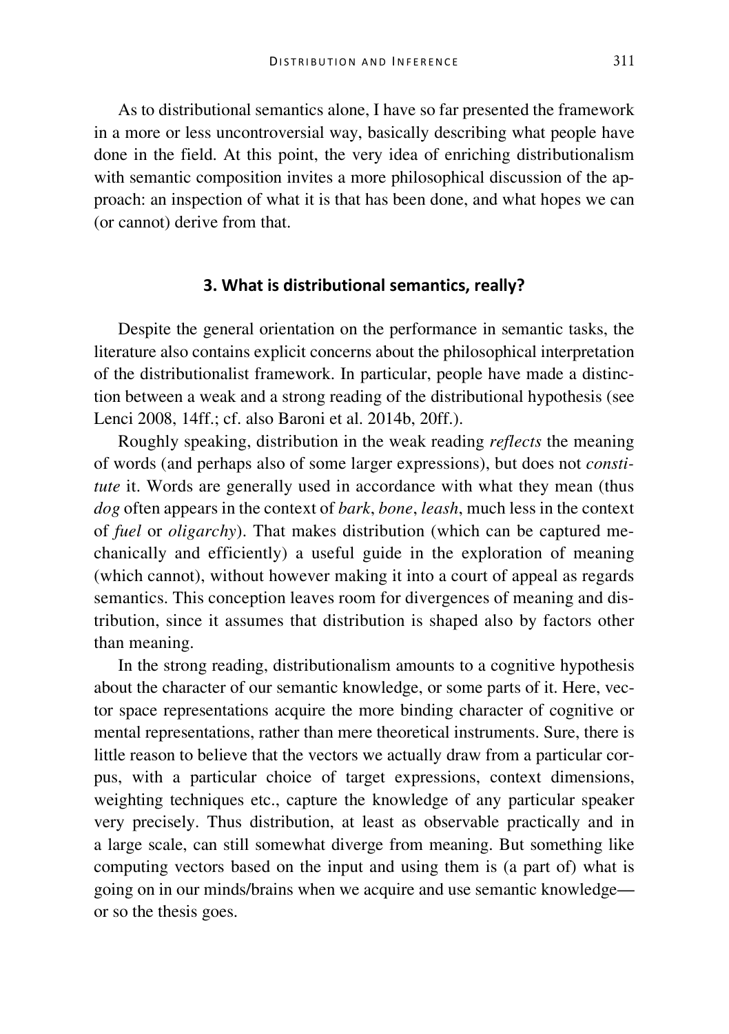As to distributional semantics alone, I have so far presented the framework in a more or less uncontroversial way, basically describing what people have done in the field. At this point, the very idea of enriching distributionalism with semantic composition invites a more philosophical discussion of the approach: an inspection of what it is that has been done, and what hopes we can (or cannot) derive from that.

## 3. What is distributional semantics, really?

Despite the general orientation on the performance in semantic tasks, the literature also contains explicit concerns about the philosophical interpretation of the distributionalist framework. In particular, people have made a distinction between a weak and a strong reading of the distributional hypothesis (see Lenci 2008, 14ff.; cf. also Baroni et al. 2014b, 20ff.).

Roughly speaking, distribution in the weak reading *reflects* the meaning of words (and perhaps also of some larger expressions), but does not *constitute* it. Words are generally used in accordance with what they mean (thus *dog* often appears in the context of *bark*, *bone*, *leash*, much less in the context of *fuel* or *oligarchy*). That makes distribution (which can be captured mechanically and efficiently) a useful guide in the exploration of meaning (which cannot), without however making it into a court of appeal as regards semantics. This conception leaves room for divergences of meaning and distribution, since it assumes that distribution is shaped also by factors other than meaning.

In the strong reading, distributionalism amounts to a cognitive hypothesis about the character of our semantic knowledge, or some parts of it. Here, vector space representations acquire the more binding character of cognitive or mental representations, rather than mere theoretical instruments. Sure, there is little reason to believe that the vectors we actually draw from a particular corpus, with a particular choice of target expressions, context dimensions, weighting techniques etc., capture the knowledge of any particular speaker very precisely. Thus distribution, at least as observable practically and in a large scale, can still somewhat diverge from meaning. But something like computing vectors based on the input and using them is (a part of) what is going on in our minds/brains when we acquire and use semantic knowledge—or so the thesis goes.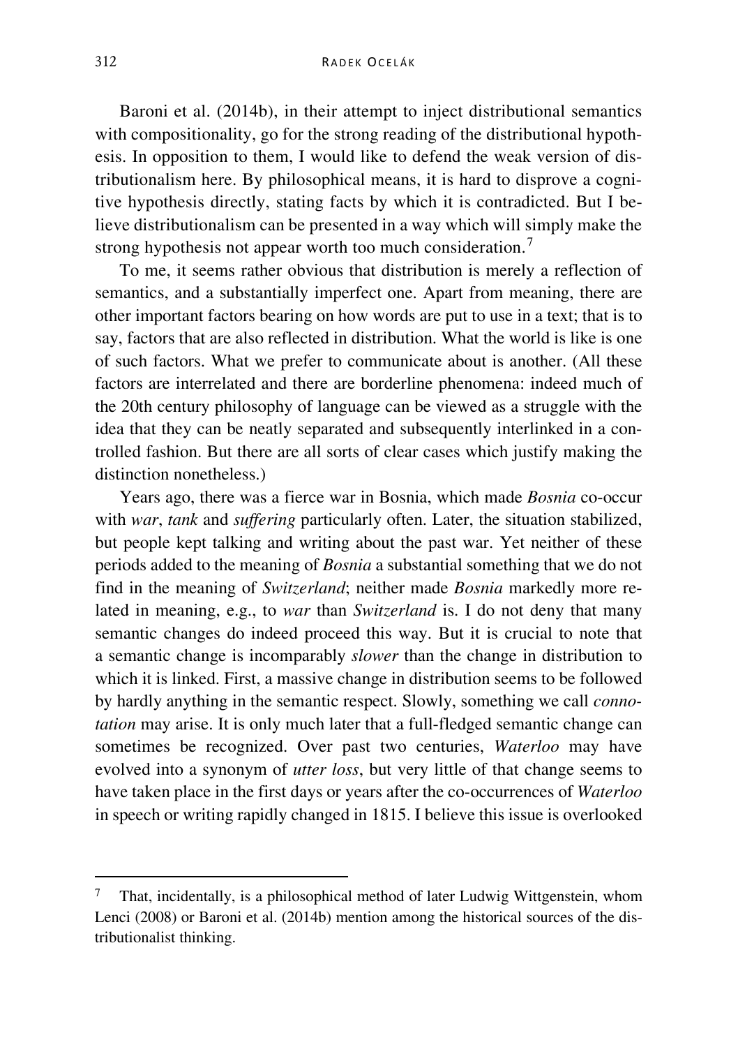Baroni et al. (2014b), in their attempt to inject distributional semantics with compositionality, go for the strong reading of the distributional hypothesis. In opposition to them, I would like to defend the weak version of distributionalism here. By philosophical means, it is hard to disprove a cognitive hypothesis directly, stating facts by which it is contradicted. But I believe distributionalism can be presented in a way which will simply make the strong hypothesis not appear worth too much consideration.[7]

To me, it seems rather obvious that distribution is merely a reflection of semantics, and a substantially imperfect one. Apart from meaning, there are other important factors bearing on how words are put to use in a text; that is to say, factors that are also reflected in distribution. What the world is like is one of such factors. What we prefer to communicate about is another. (All these factors are interrelated and there are borderline phenomena: indeed much of the 20th century philosophy of language can be viewed as a struggle with the idea that they can be neatly separated and subsequently interlinked in a controlled fashion. But there are all sorts of clear cases which justify making the distinction nonetheless.)

Years ago, there was a fierce war in Bosnia, which made *Bosnia* co-occur with *war*, *tank* and *suffering* particularly often. Later, the situation stabilized, but people kept talking and writing about the past war. Yet neither of these periods added to the meaning of *Bosnia* a substantial something that we do not find in the meaning of *Switzerland*; neither made *Bosnia* markedly more related in meaning, e.g., to *war* than *Switzerland* is. I do not deny that many semantic changes do indeed proceed this way. But it is crucial to note that a semantic change is incomparably *slower* than the change in distribution to which it is linked. First, a massive change in distribution seems to be followed by hardly anything in the semantic respect. Slowly, something we call *connotation* may arise. It is only much later that a full-fledged semantic change can sometimes be recognized. Over past two centuries, *Waterloo* may have evolved into a synonym of *utter loss*, but very little of that change seems to have taken place in the first days or years after the co-occurrences of *Waterloo* in speech or writing rapidly changed in 1815. I believe this issue is overlooked

---

[7] That, incidentally, is a philosophical method of later Ludwig Wittgenstein, whom Lenci (2008) or Baroni et al. (2014b) mention among the historical sources of the distributionalist thinking.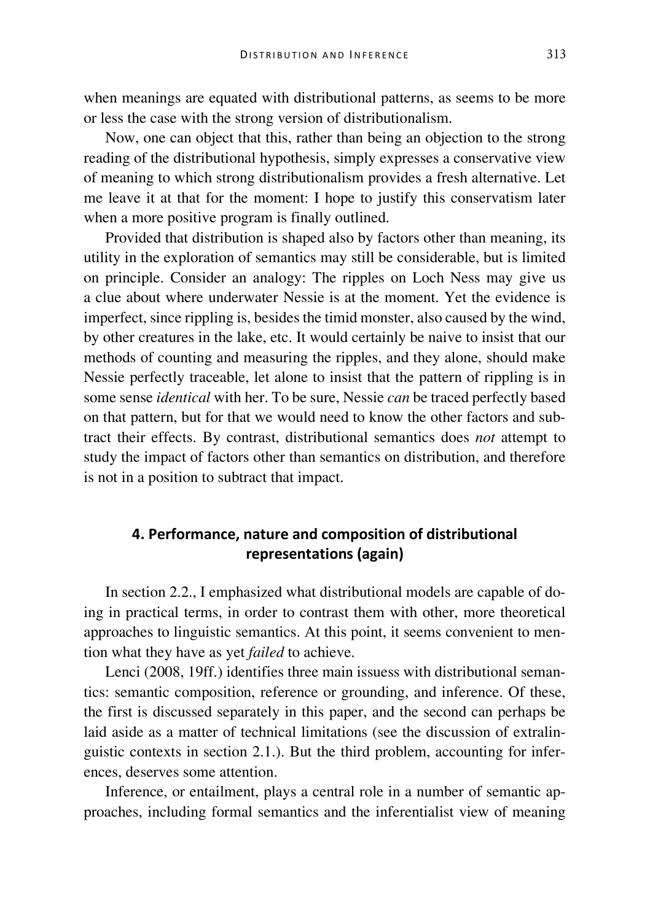when meanings are equated with distributional patterns, as seems to be more or less the case with the strong version of distributionalism.

Now, one can object that this, rather than being an objection to the strong reading of the distributional hypothesis, simply expresses a conservative view of meaning to which strong distributionalism provides a fresh alternative. Let me leave it at that for the moment: I hope to justify this conservatism later when a more positive program is finally outlined.

Provided that distribution is shaped also by factors other than meaning, its utility in the exploration of semantics may still be considerable, but is limited on principle. Consider an analogy: The ripples on Loch Ness may give us a clue about where underwater Nessie is at the moment. Yet the evidence is imperfect, since rippling is, besides the timid monster, also caused by the wind, by other creatures in the lake, etc. It would certainly be naive to insist that our methods of counting and measuring the ripples, and they alone, should make Nessie perfectly traceable, let alone to insist that the pattern of rippling is in some sense *identical* with her. To be sure, Nessie *can* be traced perfectly based on that pattern, but for that we would need to know the other factors and subtract their effects. By contrast, distributional semantics does *not* attempt to study the impact of factors other than semantics on distribution, and therefore is not in a position to subtract that impact.

## 4. Performance, nature and composition of distributional representations (again)

In section 2.2., I emphasized what distributional models are capable of doing in practical terms, in order to contrast them with other, more theoretical approaches to linguistic semantics. At this point, it seems convenient to mention what they have as yet *failed* to achieve.

Lenci (2008, 19ff.) identifies three main issuess with distributional semantics: semantic composition, reference or grounding, and inference. Of these, the first is discussed separately in this paper, and the second can perhaps be laid aside as a matter of technical limitations (see the discussion of extralinguistic contexts in section 2.1.). But the third problem, accounting for inferences, deserves some attention.

Inference, or entailment, plays a central role in a number of semantic approaches, including formal semantics and the inferentialist view of meaning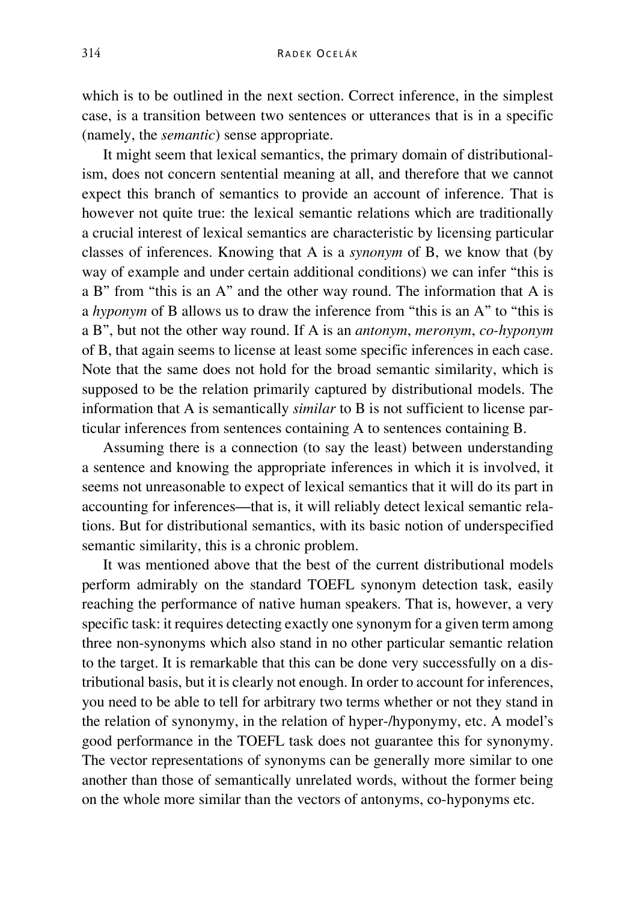which is to be outlined in the next section. Correct inference, in the simplest case, is a transition between two sentences or utterances that is in a specific (namely, the *semantic*) sense appropriate.

It might seem that lexical semantics, the primary domain of distributionalism, does not concern sentential meaning at all, and therefore that we cannot expect this branch of semantics to provide an account of inference. That is however not quite true: the lexical semantic relations which are traditionally a crucial interest of lexical semantics are characteristic by licensing particular classes of inferences. Knowing that A is a *synonym* of B, we know that (by way of example and under certain additional conditions) we can infer "this is a B" from "this is an A" and the other way round. The information that A is a *hyponym* of B allows us to draw the inference from "this is an A" to "this is a B", but not the other way round. If A is an *antonym*, *meronym*, *co-hyponym* of B, that again seems to license at least some specific inferences in each case. Note that the same does not hold for the broad semantic similarity, which is supposed to be the relation primarily captured by distributional models. The information that A is semantically *similar* to B is not sufficient to license particular inferences from sentences containing A to sentences containing B.

Assuming there is a connection (to say the least) between understanding a sentence and knowing the appropriate inferences in which it is involved, it seems not unreasonable to expect of lexical semantics that it will do its part in accounting for inferences—that is, it will reliably detect lexical semantic relations. But for distributional semantics, with its basic notion of underspecified semantic similarity, this is a chronic problem.

It was mentioned above that the best of the current distributional models perform admirably on the standard TOEFL synonym detection task, easily reaching the performance of native human speakers. That is, however, a very specific task: it requires detecting exactly one synonym for a given term among three non-synonyms which also stand in no other particular semantic relation to the target. It is remarkable that this can be done very successfully on a distributional basis, but it is clearly not enough. In order to account for inferences, you need to be able to tell for arbitrary two terms whether or not they stand in the relation of synonymy, in the relation of hyper-/hyponymy, etc. A model's good performance in the TOEFL task does not guarantee this for synonymy. The vector representations of synonyms can be generally more similar to one another than those of semantically unrelated words, without the former being on the whole more similar than the vectors of antonyms, co-hyponyms etc.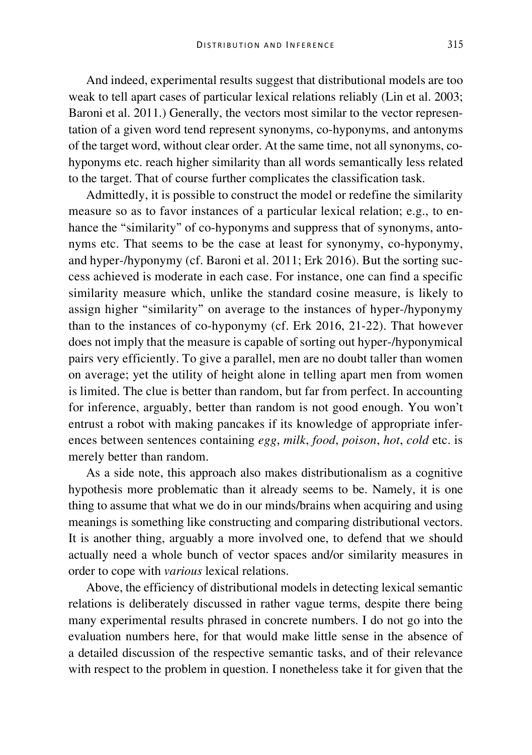And indeed, experimental results suggest that distributional models are too weak to tell apart cases of particular lexical relations reliably (Lin et al. 2003; Baroni et al. 2011.) Generally, the vectors most similar to the vector representation of a given word tend represent synonyms, co-hyponyms, and antonyms of the target word, without clear order. At the same time, not all synonyms, co-hyponyms etc. reach higher similarity than all words semantically less related to the target. That of course further complicates the classification task.

Admittedly, it is possible to construct the model or redefine the similarity measure so as to favor instances of a particular lexical relation; e.g., to enhance the "similarity" of co-hyponyms and suppress that of synonyms, antonyms etc. That seems to be the case at least for synonymy, co-hyponymy, and hyper-/hyponymy (cf. Baroni et al. 2011; Erk 2016). But the sorting success achieved is moderate in each case. For instance, one can find a specific similarity measure which, unlike the standard cosine measure, is likely to assign higher "similarity" on average to the instances of hyper-/hyponymy than to the instances of co-hyponymy (cf. Erk 2016, 21-22). That however does not imply that the measure is capable of sorting out hyper-/hyponymical pairs very efficiently. To give a parallel, men are no doubt taller than women on average; yet the utility of height alone in telling apart men from women is limited. The clue is better than random, but far from perfect. In accounting for inference, arguably, better than random is not good enough. You won't entrust a robot with making pancakes if its knowledge of appropriate inferences between sentences containing *egg*, *milk*, *food*, *poison*, *hot*, *cold* etc. is merely better than random.

As a side note, this approach also makes distributionalism as a cognitive hypothesis more problematic than it already seems to be. Namely, it is one thing to assume that what we do in our minds/brains when acquiring and using meanings is something like constructing and comparing distributional vectors. It is another thing, arguably a more involved one, to defend that we should actually need a whole bunch of vector spaces and/or similarity measures in order to cope with *various* lexical relations.

Above, the efficiency of distributional models in detecting lexical semantic relations is deliberately discussed in rather vague terms, despite there being many experimental results phrased in concrete numbers. I do not go into the evaluation numbers here, for that would make little sense in the absence of a detailed discussion of the respective semantic tasks, and of their relevance with respect to the problem in question. I nonetheless take it for given that the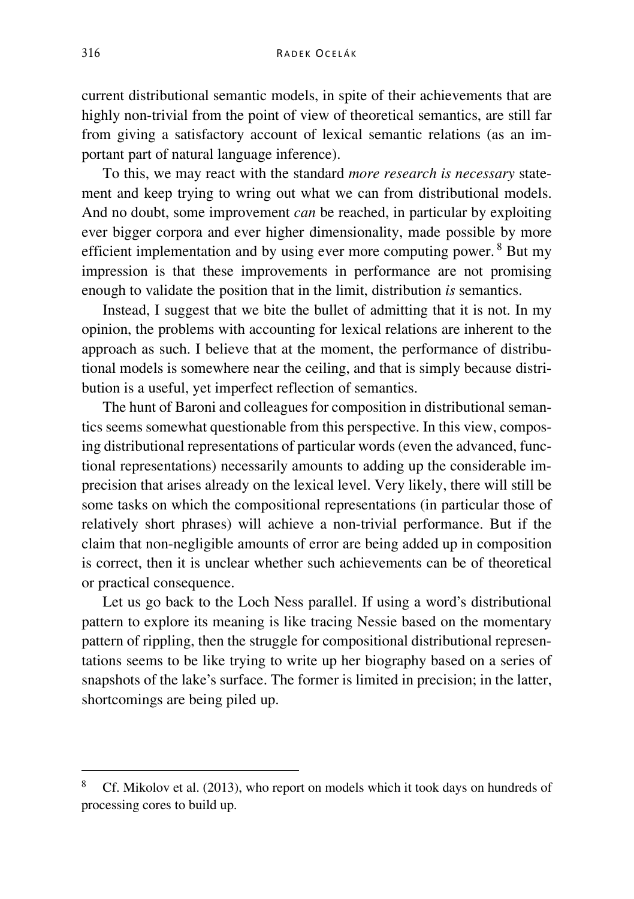current distributional semantic models, in spite of their achievements that are highly non-trivial from the point of view of theoretical semantics, are still far from giving a satisfactory account of lexical semantic relations (as an important part of natural language inference).

To this, we may react with the standard *more research is necessary* statement and keep trying to wring out what we can from distributional models. And no doubt, some improvement *can* be reached, in particular by exploiting ever bigger corpora and ever higher dimensionality, made possible by more efficient implementation and by using ever more computing power.[8] But my impression is that these improvements in performance are not promising enough to validate the position that in the limit, distribution *is* semantics.

Instead, I suggest that we bite the bullet of admitting that it is not. In my opinion, the problems with accounting for lexical relations are inherent to the approach as such. I believe that at the moment, the performance of distributional models is somewhere near the ceiling, and that is simply because distribution is a useful, yet imperfect reflection of semantics.

The hunt of Baroni and colleagues for composition in distributional semantics seems somewhat questionable from this perspective. In this view, composing distributional representations of particular words (even the advanced, functional representations) necessarily amounts to adding up the considerable imprecision that arises already on the lexical level. Very likely, there will still be some tasks on which the compositional representations (in particular those of relatively short phrases) will achieve a non-trivial performance. But if the claim that non-negligible amounts of error are being added up in composition is correct, then it is unclear whether such achievements can be of theoretical or practical consequence.

Let us go back to the Loch Ness parallel. If using a word's distributional pattern to explore its meaning is like tracing Nessie based on the momentary pattern of rippling, then the struggle for compositional distributional representations seems to be like trying to write up her biography based on a series of snapshots of the lake's surface. The former is limited in precision; in the latter, shortcomings are being piled up.

---

[8] Cf. Mikolov et al. (2013), who report on models which it took days on hundreds of processing cores to build up.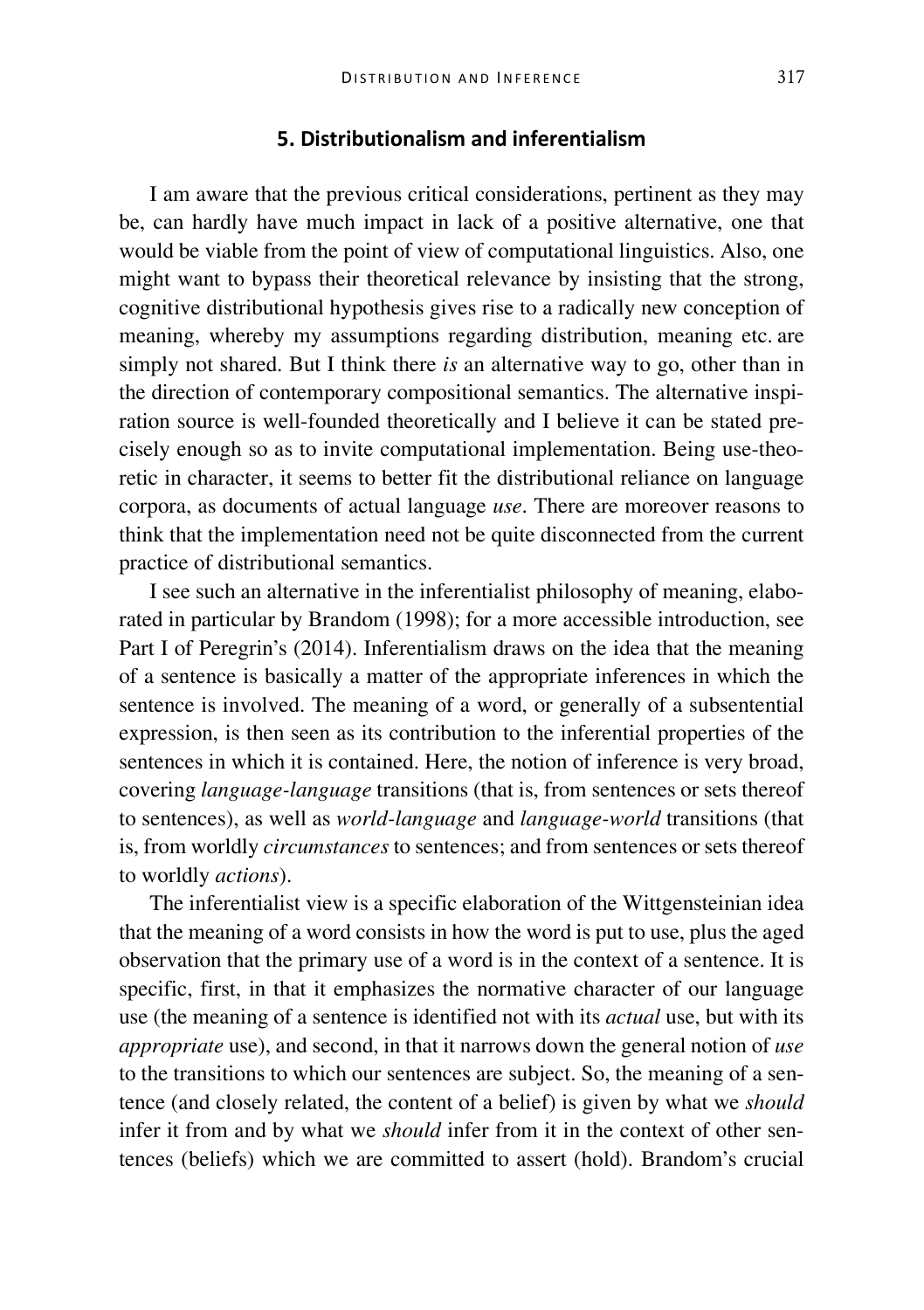## 5. Distributionalism and inferentialism

I am aware that the previous critical considerations, pertinent as they may be, can hardly have much impact in lack of a positive alternative, one that would be viable from the point of view of computational linguistics. Also, one might want to bypass their theoretical relevance by insisting that the strong, cognitive distributional hypothesis gives rise to a radically new conception of meaning, whereby my assumptions regarding distribution, meaning etc. are simply not shared. But I think there *is* an alternative way to go, other than in the direction of contemporary compositional semantics. The alternative inspiration source is well-founded theoretically and I believe it can be stated precisely enough so as to invite computational implementation. Being use-theoretic in character, it seems to better fit the distributional reliance on language corpora, as documents of actual language *use*. There are moreover reasons to think that the implementation need not be quite disconnected from the current practice of distributional semantics.

I see such an alternative in the inferentialist philosophy of meaning, elaborated in particular by Brandom (1998); for a more accessible introduction, see Part I of Peregrin's (2014). Inferentialism draws on the idea that the meaning of a sentence is basically a matter of the appropriate inferences in which the sentence is involved. The meaning of a word, or generally of a subsentential expression, is then seen as its contribution to the inferential properties of the sentences in which it is contained. Here, the notion of inference is very broad, covering *language-language* transitions (that is, from sentences or sets thereof to sentences), as well as *world-language* and *language-world* transitions (that is, from worldly *circumstances* to sentences; and from sentences or sets thereof to worldly *actions*).

The inferentialist view is a specific elaboration of the Wittgensteinian idea that the meaning of a word consists in how the word is put to use, plus the aged observation that the primary use of a word is in the context of a sentence. It is specific, first, in that it emphasizes the normative character of our language use (the meaning of a sentence is identified not with its *actual* use, but with its *appropriate* use), and second, in that it narrows down the general notion of *use* to the transitions to which our sentences are subject. So, the meaning of a sentence (and closely related, the content of a belief) is given by what we *should* infer it from and by what we *should* infer from it in the context of other sentences (beliefs) which we are committed to assert (hold). Brandom's crucial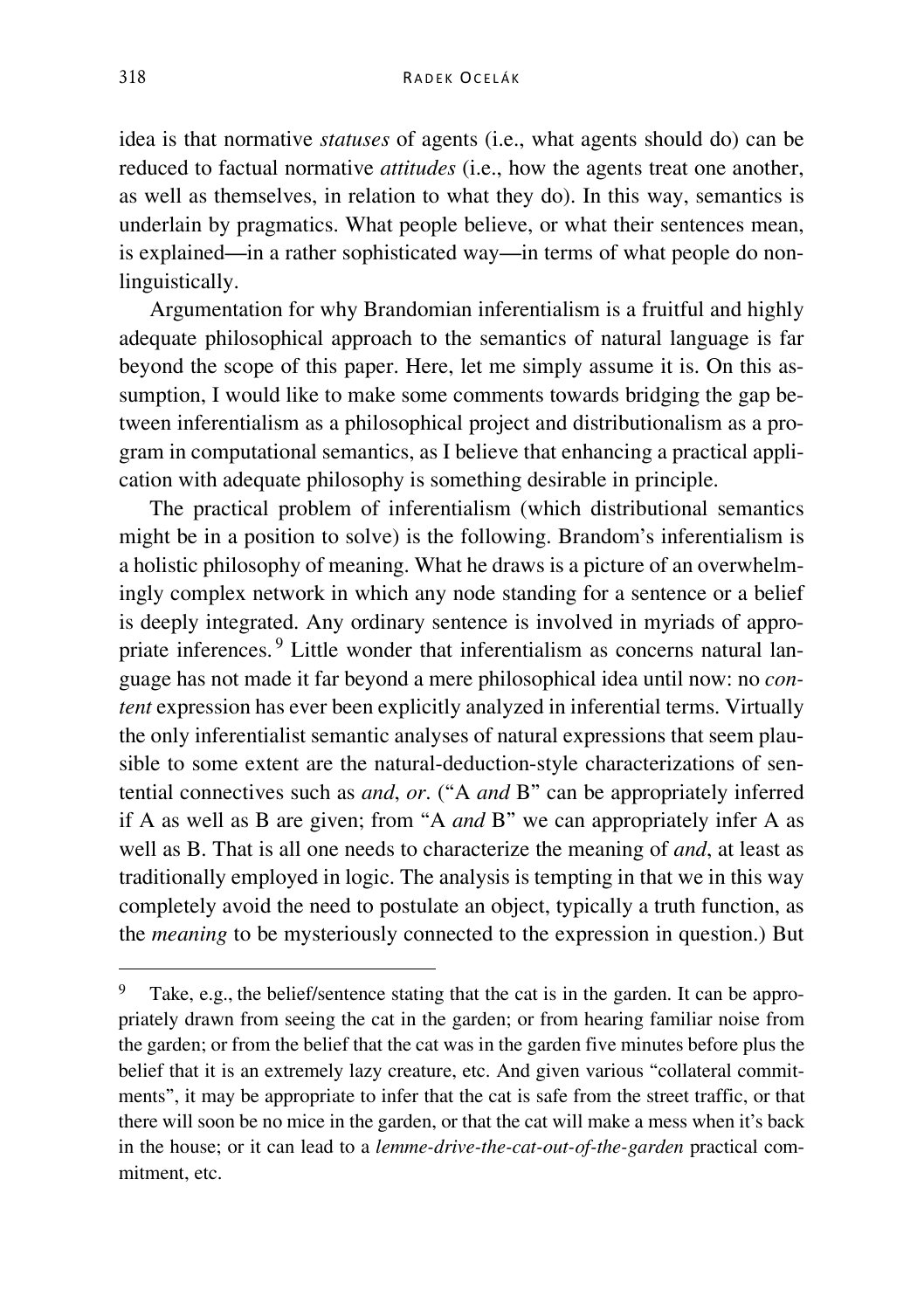idea is that normative *statuses* of agents (i.e., what agents should do) can be reduced to factual normative *attitudes* (i.e., how the agents treat one another, as well as themselves, in relation to what they do). In this way, semantics is underlain by pragmatics. What people believe, or what their sentences mean, is explained—in a rather sophisticated way—in terms of what people do non-linguistically.

Argumentation for why Brandomian inferentialism is a fruitful and highly adequate philosophical approach to the semantics of natural language is far beyond the scope of this paper. Here, let me simply assume it is. On this assumption, I would like to make some comments towards bridging the gap between inferentialism as a philosophical project and distributionalism as a program in computational semantics, as I believe that enhancing a practical application with adequate philosophy is something desirable in principle.

The practical problem of inferentialism (which distributional semantics might be in a position to solve) is the following. Brandom's inferentialism is a holistic philosophy of meaning. What he draws is a picture of an overwhelmingly complex network in which any node standing for a sentence or a belief is deeply integrated. Any ordinary sentence is involved in myriads of appropriate inferences.[9] Little wonder that inferentialism as concerns natural language has not made it far beyond a mere philosophical idea until now: no *content* expression has ever been explicitly analyzed in inferential terms. Virtually the only inferentialist semantic analyses of natural expressions that seem plausible to some extent are the natural-deduction-style characterizations of sentential connectives such as *and*, *or*. ("A *and* B" can be appropriately inferred if A as well as B are given; from "A *and* B" we can appropriately infer A as well as B. That is all one needs to characterize the meaning of *and*, at least as traditionally employed in logic. The analysis is tempting in that we in this way completely avoid the need to postulate an object, typically a truth function, as the *meaning* to be mysteriously connected to the expression in question.) But

[9] Take, e.g., the belief/sentence stating that the cat is in the garden. It can be appropriately drawn from seeing the cat in the garden; or from hearing familiar noise from the garden; or from the belief that the cat was in the garden five minutes before plus the belief that it is an extremely lazy creature, etc. And given various "collateral commitments", it may be appropriate to infer that the cat is safe from the street traffic, or that there will soon be no mice in the garden, or that the cat will make a mess when it's back in the house; or it can lead to a *lemme-drive-the-cat-out-of-the-garden* practical commitment, etc.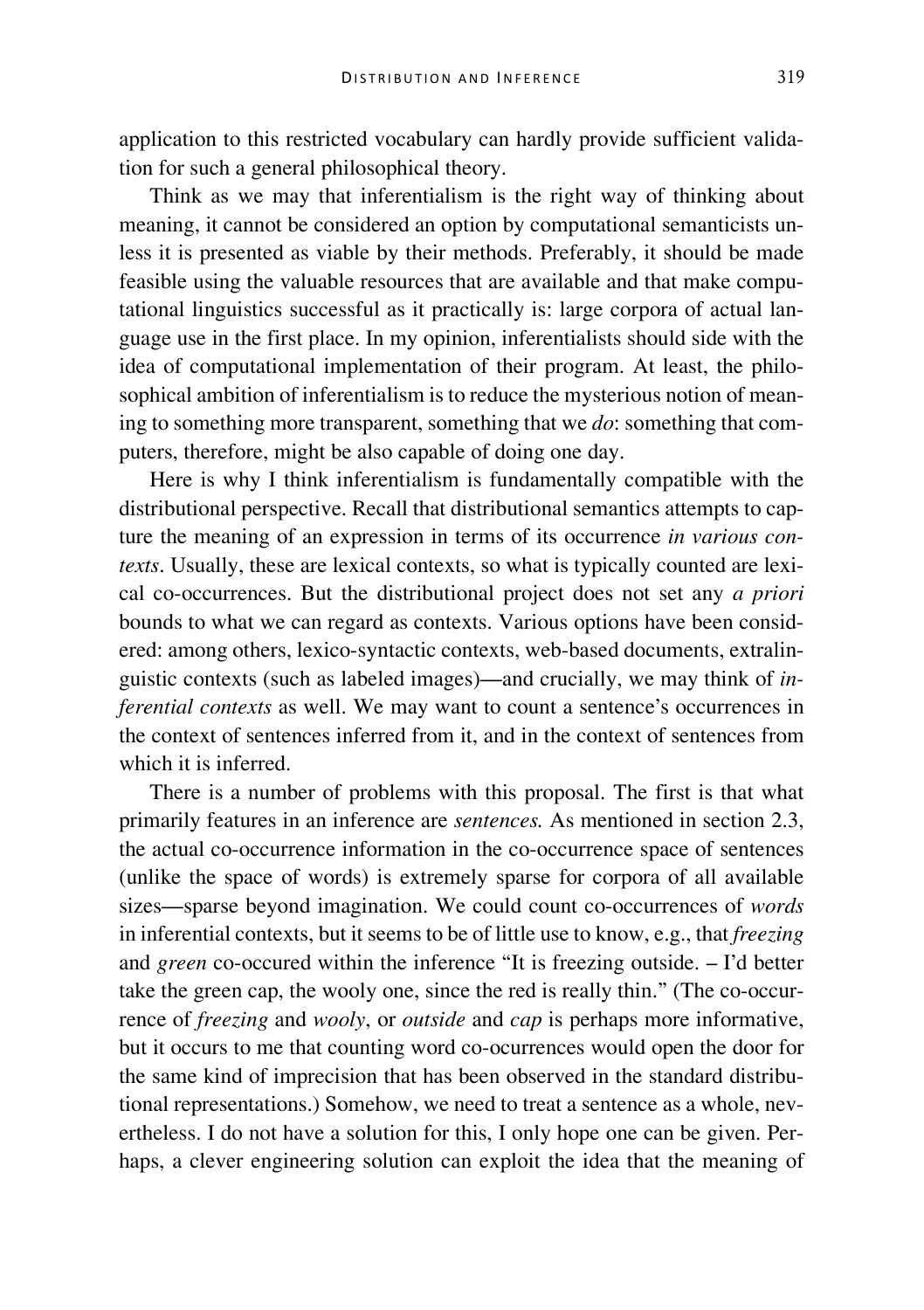application to this restricted vocabulary can hardly provide sufficient validation for such a general philosophical theory.

Think as we may that inferentialism is the right way of thinking about meaning, it cannot be considered an option by computational semanticists unless it is presented as viable by their methods. Preferably, it should be made feasible using the valuable resources that are available and that make computational linguistics successful as it practically is: large corpora of actual language use in the first place. In my opinion, inferentialists should side with the idea of computational implementation of their program. At least, the philosophical ambition of inferentialism is to reduce the mysterious notion of meaning to something more transparent, something that we *do*: something that computers, therefore, might be also capable of doing one day.

Here is why I think inferentialism is fundamentally compatible with the distributional perspective. Recall that distributional semantics attempts to capture the meaning of an expression in terms of its occurrence *in various contexts*. Usually, these are lexical contexts, so what is typically counted are lexical co-occurrences. But the distributional project does not set any *a priori* bounds to what we can regard as contexts. Various options have been considered: among others, lexico-syntactic contexts, web-based documents, extralinguistic contexts (such as labeled images)—and crucially, we may think of *inferential contexts* as well. We may want to count a sentence's occurrences in the context of sentences inferred from it, and in the context of sentences from which it is inferred.

There is a number of problems with this proposal. The first is that what primarily features in an inference are *sentences.* As mentioned in section 2.3, the actual co-occurrence information in the co-occurrence space of sentences (unlike the space of words) is extremely sparse for corpora of all available sizes—sparse beyond imagination. We could count co-occurrences of *words* in inferential contexts, but it seems to be of little use to know, e.g., that *freezing* and *green* co-occured within the inference "It is freezing outside. – I'd better take the green cap, the wooly one, since the red is really thin." (The co-occurrence of *freezing* and *wooly*, or *outside* and *cap* is perhaps more informative, but it occurs to me that counting word co-ocurrences would open the door for the same kind of imprecision that has been observed in the standard distributional representations.) Somehow, we need to treat a sentence as a whole, nevertheless. I do not have a solution for this, I only hope one can be given. Perhaps, a clever engineering solution can exploit the idea that the meaning of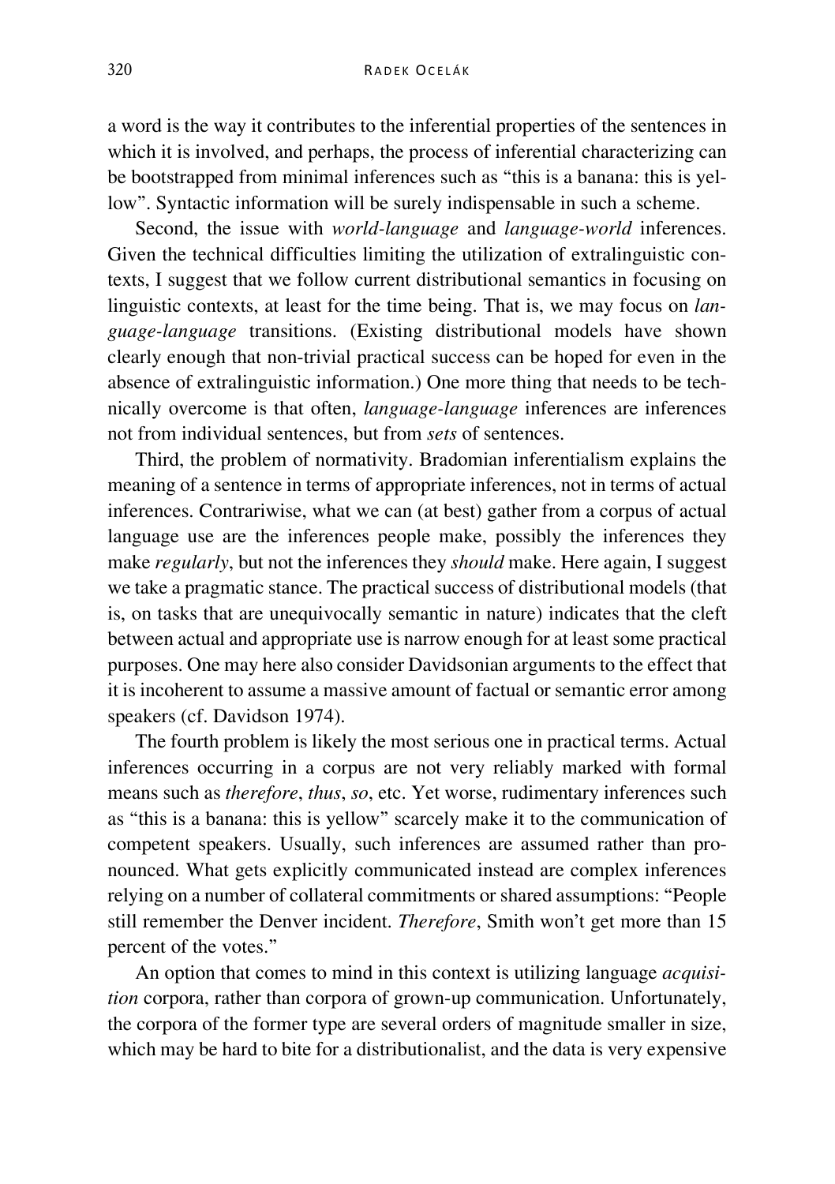a word is the way it contributes to the inferential properties of the sentences in which it is involved, and perhaps, the process of inferential characterizing can be bootstrapped from minimal inferences such as "this is a banana: this is yellow". Syntactic information will be surely indispensable in such a scheme.

Second, the issue with *world-language* and *language-world* inferences. Given the technical difficulties limiting the utilization of extralinguistic contexts, I suggest that we follow current distributional semantics in focusing on linguistic contexts, at least for the time being. That is, we may focus on *language-language* transitions. (Existing distributional models have shown clearly enough that non-trivial practical success can be hoped for even in the absence of extralinguistic information.) One more thing that needs to be technically overcome is that often, *language-language* inferences are inferences not from individual sentences, but from *sets* of sentences.

Third, the problem of normativity. Bradomian inferentialism explains the meaning of a sentence in terms of appropriate inferences, not in terms of actual inferences. Contrariwise, what we can (at best) gather from a corpus of actual language use are the inferences people make, possibly the inferences they make *regularly*, but not the inferences they *should* make. Here again, I suggest we take a pragmatic stance. The practical success of distributional models (that is, on tasks that are unequivocally semantic in nature) indicates that the cleft between actual and appropriate use is narrow enough for at least some practical purposes. One may here also consider Davidsonian arguments to the effect that it is incoherent to assume a massive amount of factual or semantic error among speakers (cf. Davidson 1974).

The fourth problem is likely the most serious one in practical terms. Actual inferences occurring in a corpus are not very reliably marked with formal means such as *therefore*, *thus*, *so*, etc. Yet worse, rudimentary inferences such as "this is a banana: this is yellow" scarcely make it to the communication of competent speakers. Usually, such inferences are assumed rather than pronounced. What gets explicitly communicated instead are complex inferences relying on a number of collateral commitments or shared assumptions: "People still remember the Denver incident. *Therefore*, Smith won't get more than 15 percent of the votes."

An option that comes to mind in this context is utilizing language *acquisition* corpora, rather than corpora of grown-up communication. Unfortunately, the corpora of the former type are several orders of magnitude smaller in size, which may be hard to bite for a distributionalist, and the data is very expensive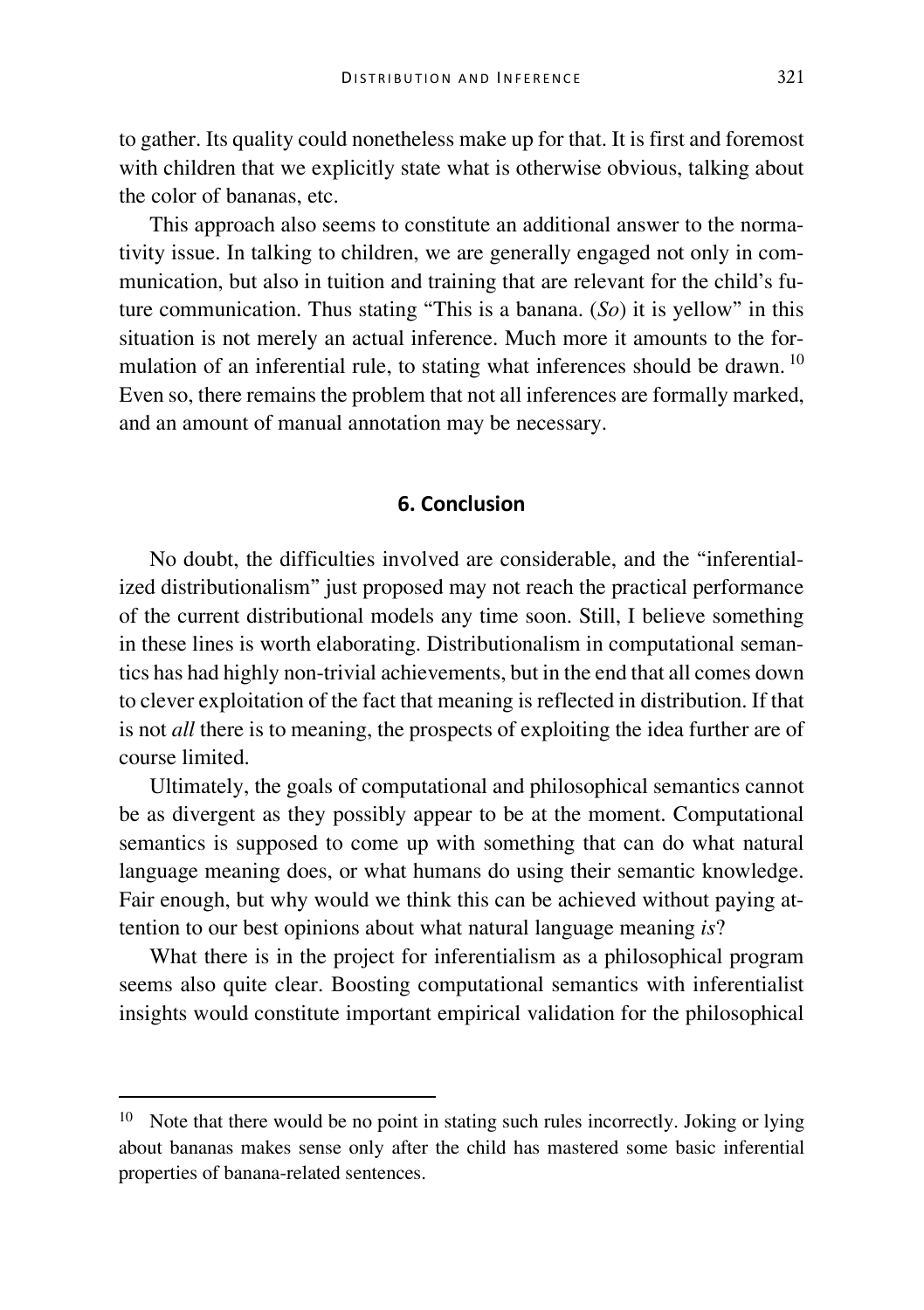to gather. Its quality could nonetheless make up for that. It is first and foremost with children that we explicitly state what is otherwise obvious, talking about the color of bananas, etc.

This approach also seems to constitute an additional answer to the normativity issue. In talking to children, we are generally engaged not only in communication, but also in tuition and training that are relevant for the child's future communication. Thus stating "This is a banana. (*So*) it is yellow" in this situation is not merely an actual inference. Much more it amounts to the formulation of an inferential rule, to stating what inferences should be drawn. [10] Even so, there remains the problem that not all inferences are formally marked, and an amount of manual annotation may be necessary.

## 6. Conclusion

No doubt, the difficulties involved are considerable, and the "inferentialized distributionalism" just proposed may not reach the practical performance of the current distributional models any time soon. Still, I believe something in these lines is worth elaborating. Distributionalism in computational semantics has had highly non-trivial achievements, but in the end that all comes down to clever exploitation of the fact that meaning is reflected in distribution. If that is not *all* there is to meaning, the prospects of exploiting the idea further are of course limited.

Ultimately, the goals of computational and philosophical semantics cannot be as divergent as they possibly appear to be at the moment. Computational semantics is supposed to come up with something that can do what natural language meaning does, or what humans do using their semantic knowledge. Fair enough, but why would we think this can be achieved without paying attention to our best opinions about what natural language meaning *is*?

What there is in the project for inferentialism as a philosophical program seems also quite clear. Boosting computational semantics with inferentialist insights would constitute important empirical validation for the philosophical

---

[10] Note that there would be no point in stating such rules incorrectly. Joking or lying about bananas makes sense only after the child has mastered some basic inferential properties of banana-related sentences.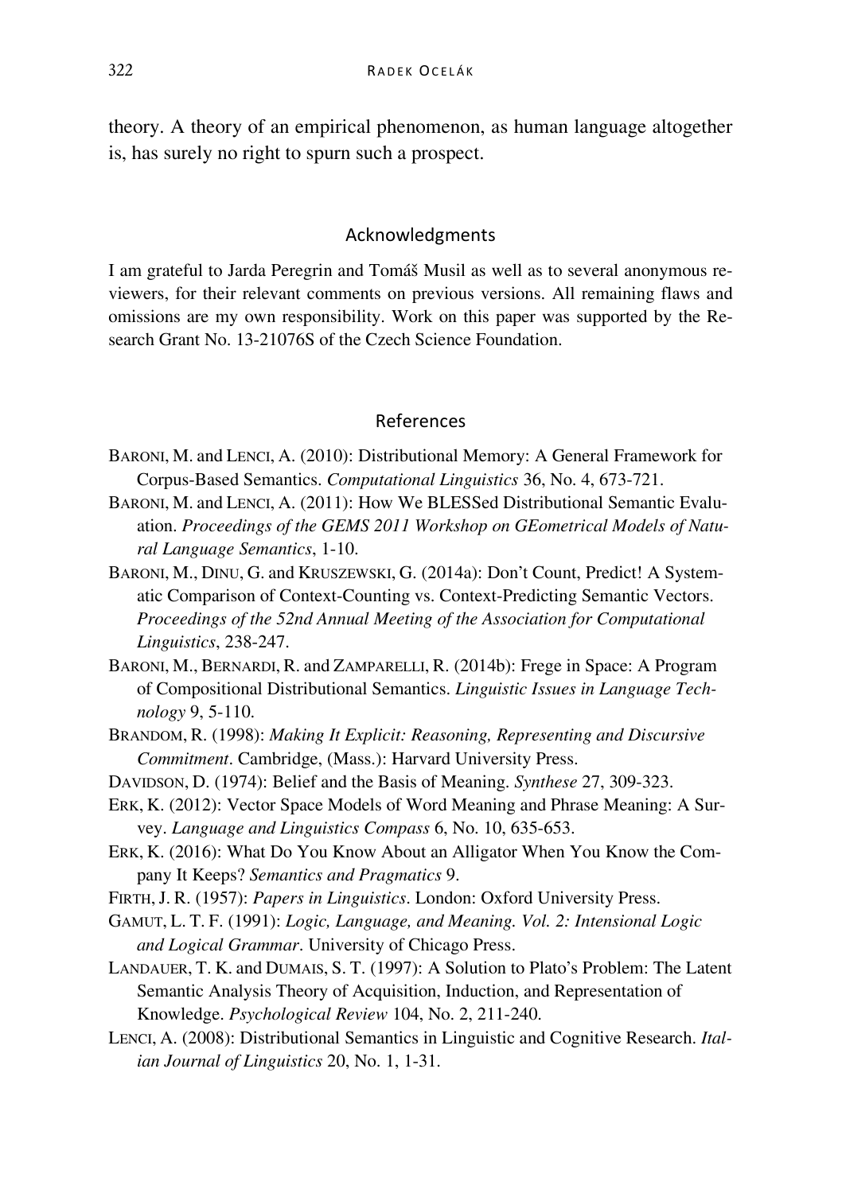theory. A theory of an empirical phenomenon, as human language altogether is, has surely no right to spurn such a prospect.

## Acknowledgments

I am grateful to Jarda Peregrin and Tomáš Musil as well as to several anonymous reviewers, for their relevant comments on previous versions. All remaining flaws and omissions are my own responsibility. Work on this paper was supported by the Research Grant No. 13-21076S of the Czech Science Foundation.

## References

BARONI, M. and LENCI, A. (2010): Distributional Memory: A General Framework for Corpus-Based Semantics. *Computational Linguistics* 36, No. 4, 673-721.

BARONI, M. and LENCI, A. (2011): How We BLESSed Distributional Semantic Evaluation. *Proceedings of the GEMS 2011 Workshop on GEometrical Models of Natural Language Semantics*, 1-10.

BARONI, M., DINU, G. and KRUSZEWSKI, G. (2014a): Don't Count, Predict! A Systematic Comparison of Context-Counting vs. Context-Predicting Semantic Vectors. *Proceedings of the 52nd Annual Meeting of the Association for Computational Linguistics*, 238-247.

BARONI, M., BERNARDI, R. and ZAMPARELLI, R. (2014b): Frege in Space: A Program of Compositional Distributional Semantics. *Linguistic Issues in Language Technology* 9, 5-110.

BRANDOM, R. (1998): *Making It Explicit: Reasoning, Representing and Discursive Commitment*. Cambridge, (Mass.): Harvard University Press.

DAVIDSON, D. (1974): Belief and the Basis of Meaning. *Synthese* 27, 309-323.

ERK, K. (2012): Vector Space Models of Word Meaning and Phrase Meaning: A Survey. *Language and Linguistics Compass* 6, No. 10, 635-653.

ERK, K. (2016): What Do You Know About an Alligator When You Know the Company It Keeps? *Semantics and Pragmatics* 9.

FIRTH, J. R. (1957): *Papers in Linguistics*. London: Oxford University Press.

GAMUT, L. T. F. (1991): *Logic, Language, and Meaning. Vol. 2: Intensional Logic and Logical Grammar*. University of Chicago Press.

LANDAUER, T. K. and DUMAIS, S. T. (1997): A Solution to Plato's Problem: The Latent Semantic Analysis Theory of Acquisition, Induction, and Representation of Knowledge. *Psychological Review* 104, No. 2, 211-240.

LENCI, A. (2008): Distributional Semantics in Linguistic and Cognitive Research. *Italian Journal of Linguistics* 20, No. 1, 1-31.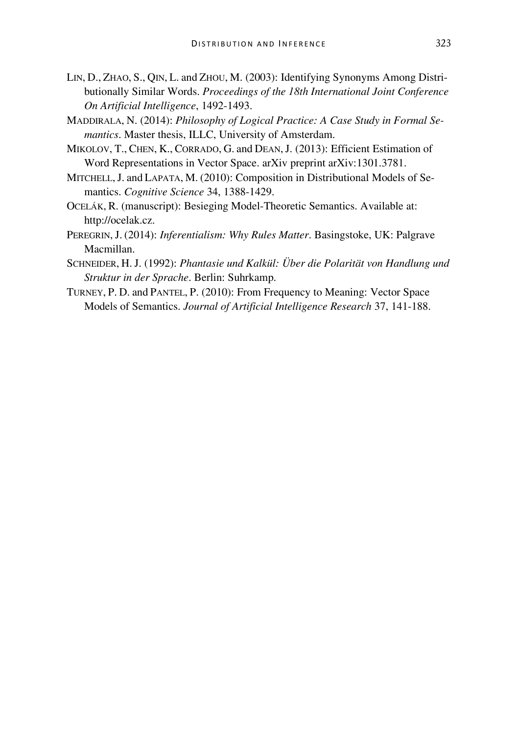LIN, D., ZHAO, S., QIN, L. and ZHOU, M. (2003): Identifying Synonyms Among Distributionally Similar Words. *Proceedings of the 18th International Joint Conference On Artificial Intelligence*, 1492-1493.

MADDIRALA, N. (2014): *Philosophy of Logical Practice: A Case Study in Formal Semantics*. Master thesis, ILLC, University of Amsterdam.

MIKOLOV, T., CHEN, K., CORRADO, G. and DEAN, J. (2013): Efficient Estimation of Word Representations in Vector Space. arXiv preprint arXiv:1301.3781.

MITCHELL, J. and LAPATA, M. (2010): Composition in Distributional Models of Semantics. *Cognitive Science* 34, 1388-1429.

OCELÁK, R. (manuscript): Besieging Model-Theoretic Semantics. Available at: http://ocelak.cz.

PEREGRIN, J. (2014): *Inferentialism: Why Rules Matter*. Basingstoke, UK: Palgrave Macmillan.

SCHNEIDER, H. J. (1992): *Phantasie und Kalkül: Über die Polarität von Handlung und Struktur in der Sprache*. Berlin: Suhrkamp.

TURNEY, P. D. and PANTEL, P. (2010): From Frequency to Meaning: Vector Space Models of Semantics. *Journal of Artificial Intelligence Research* 37, 141-188.